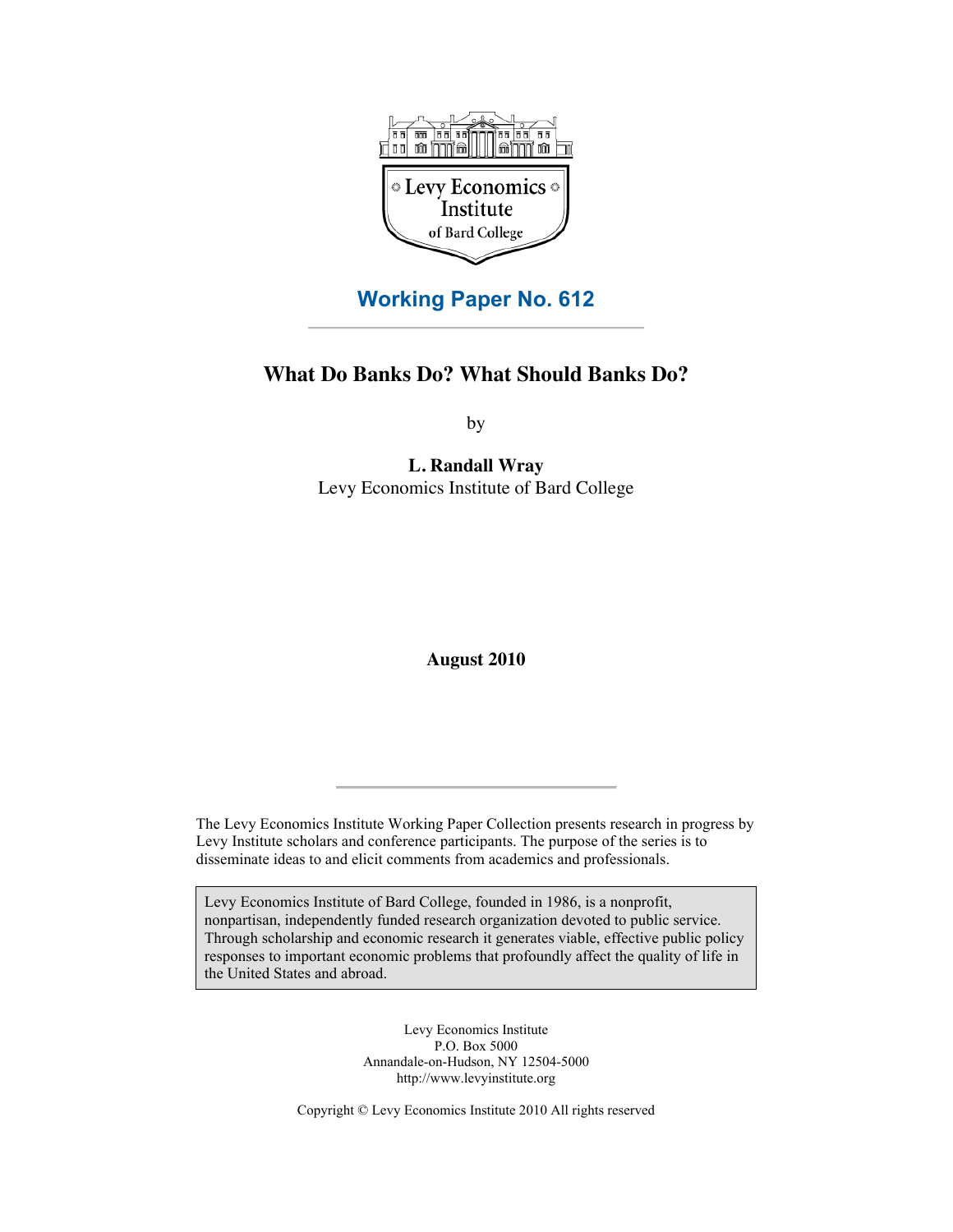Levy Economics Institute of Bard College

## Working Paper No. 612

# What Do Banks Do? What Should Banks Do?

by

**L. Randall Wray**
Levy Economics Institute of Bard College

**August 2010**

The Levy Economics Institute Working Paper Collection presents research in progress by Levy Institute scholars and conference participants. The purpose of the series is to disseminate ideas to and elicit comments from academics and professionals.

Levy Economics Institute of Bard College, founded in 1986, is a nonprofit, nonpartisan, independently funded research organization devoted to public service. Through scholarship and economic research it generates viable, effective public policy responses to important economic problems that profoundly affect the quality of life in the United States and abroad.

Levy Economics Institute
P.O. Box 5000
Annandale-on-Hudson, NY 12504-5000
http://www.levyinstitute.org

Copyright © Levy Economics Institute 2010 All rights reserved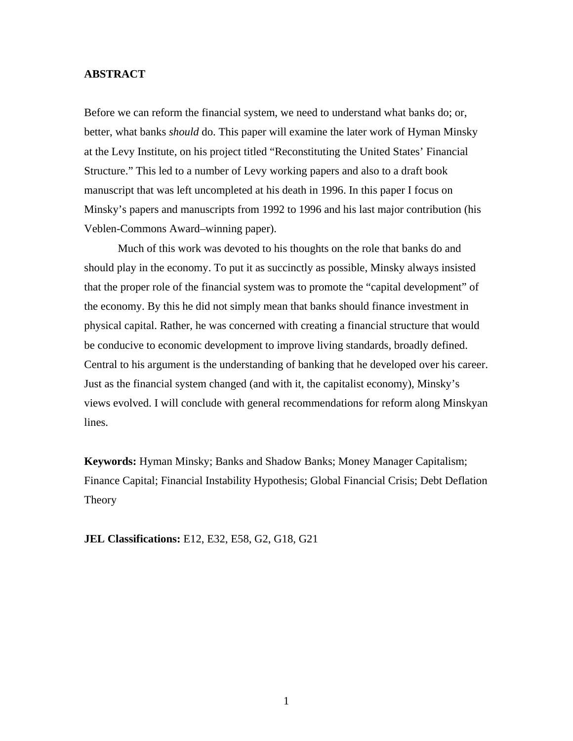**ABSTRACT**

Before we can reform the financial system, we need to understand what banks do; or, better, what banks *should* do. This paper will examine the later work of Hyman Minsky at the Levy Institute, on his project titled "Reconstituting the United States' Financial Structure." This led to a number of Levy working papers and also to a draft book manuscript that was left uncompleted at his death in 1996. In this paper I focus on Minsky's papers and manuscripts from 1992 to 1996 and his last major contribution (his Veblen-Commons Award–winning paper).

Much of this work was devoted to his thoughts on the role that banks do and should play in the economy. To put it as succinctly as possible, Minsky always insisted that the proper role of the financial system was to promote the "capital development" of the economy. By this he did not simply mean that banks should finance investment in physical capital. Rather, he was concerned with creating a financial structure that would be conducive to economic development to improve living standards, broadly defined. Central to his argument is the understanding of banking that he developed over his career. Just as the financial system changed (and with it, the capitalist economy), Minsky's views evolved. I will conclude with general recommendations for reform along Minskyan lines.

**Keywords:** Hyman Minsky; Banks and Shadow Banks; Money Manager Capitalism; Finance Capital; Financial Instability Hypothesis; Global Financial Crisis; Debt Deflation Theory

**JEL Classifications:** E12, E32, E58, G2, G18, G21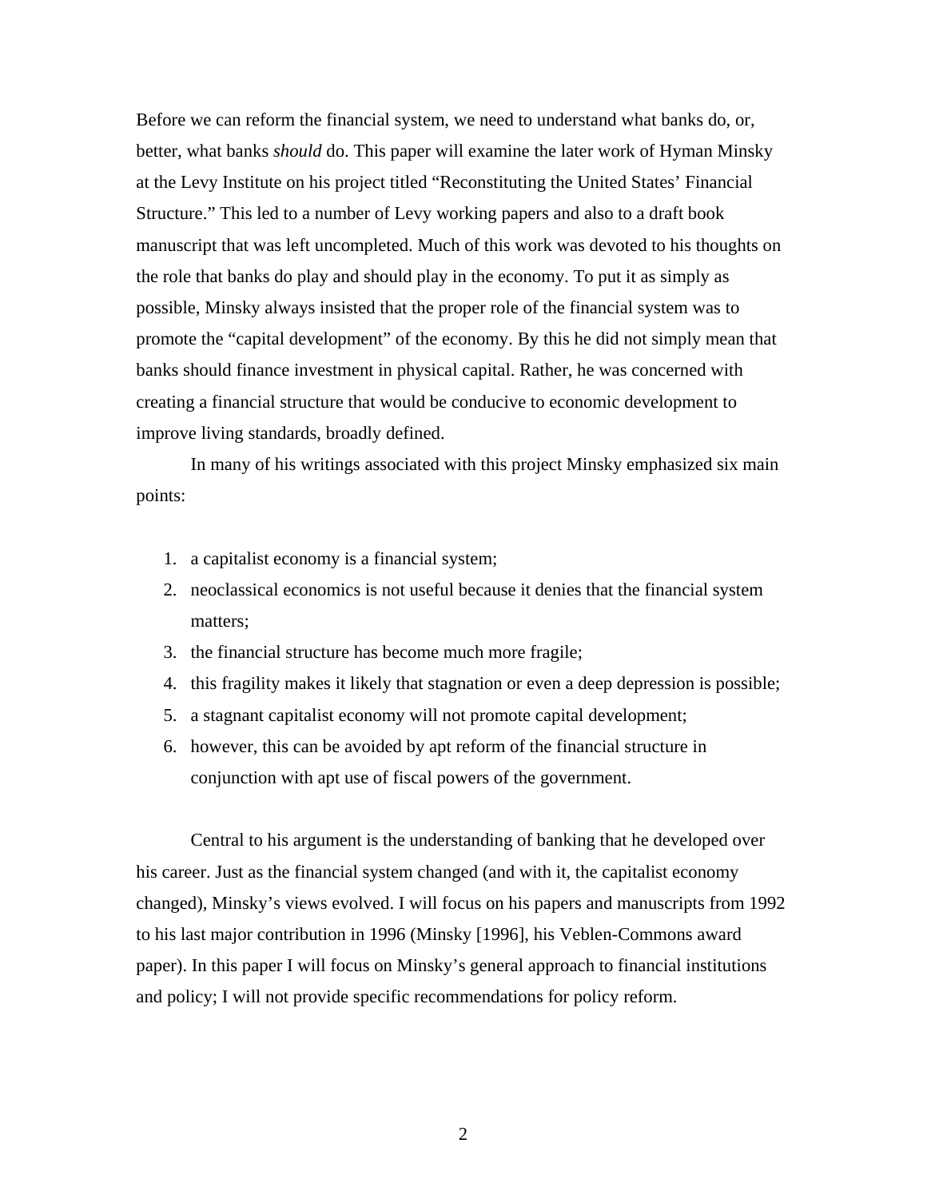Before we can reform the financial system, we need to understand what banks do, or, better, what banks *should* do. This paper will examine the later work of Hyman Minsky at the Levy Institute on his project titled "Reconstituting the United States' Financial Structure." This led to a number of Levy working papers and also to a draft book manuscript that was left uncompleted. Much of this work was devoted to his thoughts on the role that banks do play and should play in the economy. To put it as simply as possible, Minsky always insisted that the proper role of the financial system was to promote the "capital development" of the economy. By this he did not simply mean that banks should finance investment in physical capital. Rather, he was concerned with creating a financial structure that would be conducive to economic development to improve living standards, broadly defined.

In many of his writings associated with this project Minsky emphasized six main points:

1. a capitalist economy is a financial system;
2. neoclassical economics is not useful because it denies that the financial system matters;
3. the financial structure has become much more fragile;
4. this fragility makes it likely that stagnation or even a deep depression is possible;
5. a stagnant capitalist economy will not promote capital development;
6. however, this can be avoided by apt reform of the financial structure in conjunction with apt use of fiscal powers of the government.

Central to his argument is the understanding of banking that he developed over his career. Just as the financial system changed (and with it, the capitalist economy changed), Minsky's views evolved. I will focus on his papers and manuscripts from 1992 to his last major contribution in 1996 (Minsky [1996], his Veblen-Commons award paper). In this paper I will focus on Minsky's general approach to financial institutions and policy; I will not provide specific recommendations for policy reform.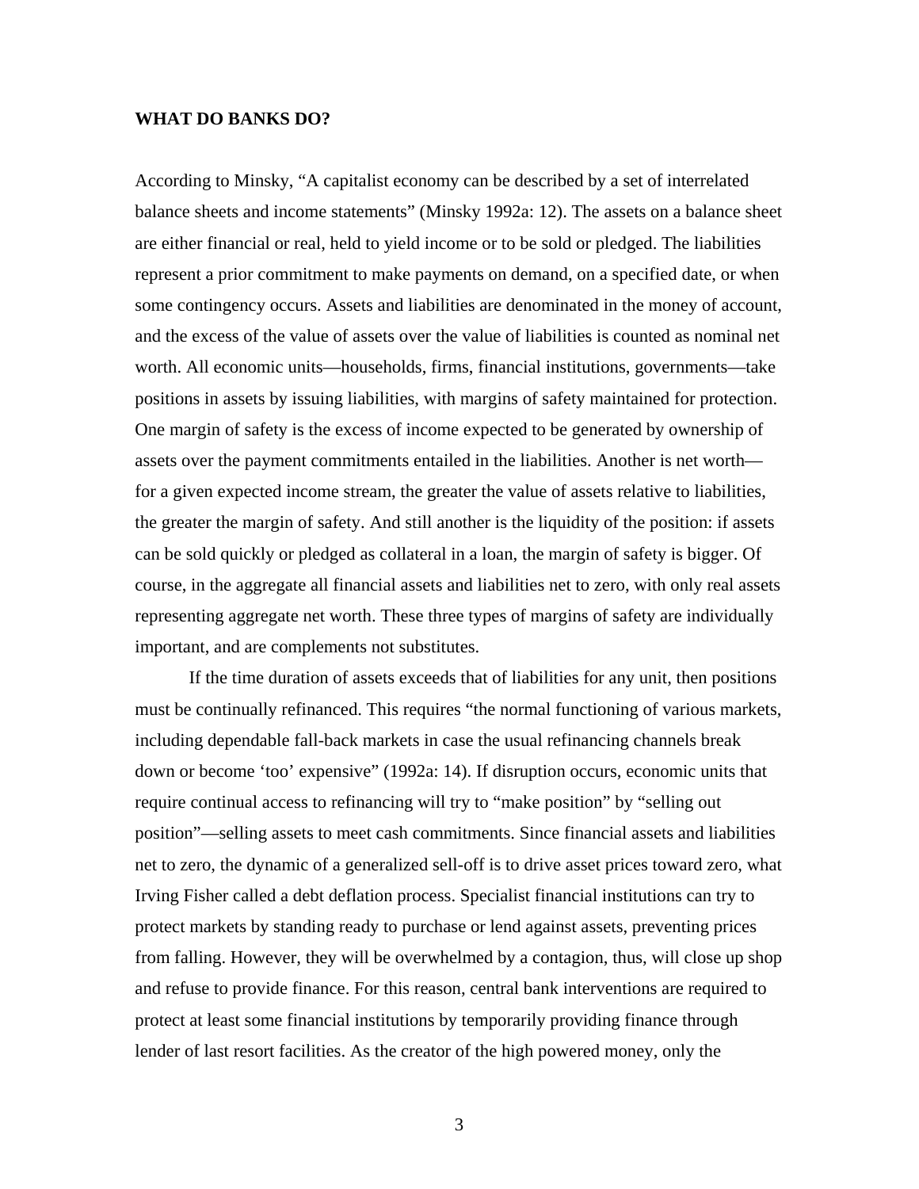**WHAT DO BANKS DO?**

According to Minsky, "A capitalist economy can be described by a set of interrelated balance sheets and income statements" (Minsky 1992a: 12). The assets on a balance sheet are either financial or real, held to yield income or to be sold or pledged. The liabilities represent a prior commitment to make payments on demand, on a specified date, or when some contingency occurs. Assets and liabilities are denominated in the money of account, and the excess of the value of assets over the value of liabilities is counted as nominal net worth. All economic units—households, firms, financial institutions, governments—take positions in assets by issuing liabilities, with margins of safety maintained for protection. One margin of safety is the excess of income expected to be generated by ownership of assets over the payment commitments entailed in the liabilities. Another is net worth—for a given expected income stream, the greater the value of assets relative to liabilities, the greater the margin of safety. And still another is the liquidity of the position: if assets can be sold quickly or pledged as collateral in a loan, the margin of safety is bigger. Of course, in the aggregate all financial assets and liabilities net to zero, with only real assets representing aggregate net worth. These three types of margins of safety are individually important, and are complements not substitutes.

If the time duration of assets exceeds that of liabilities for any unit, then positions must be continually refinanced. This requires "the normal functioning of various markets, including dependable fall-back markets in case the usual refinancing channels break down or become 'too' expensive" (1992a: 14). If disruption occurs, economic units that require continual access to refinancing will try to "make position" by "selling out position"—selling assets to meet cash commitments. Since financial assets and liabilities net to zero, the dynamic of a generalized sell-off is to drive asset prices toward zero, what Irving Fisher called a debt deflation process. Specialist financial institutions can try to protect markets by standing ready to purchase or lend against assets, preventing prices from falling. However, they will be overwhelmed by a contagion, thus, will close up shop and refuse to provide finance. For this reason, central bank interventions are required to protect at least some financial institutions by temporarily providing finance through lender of last resort facilities. As the creator of the high powered money, only the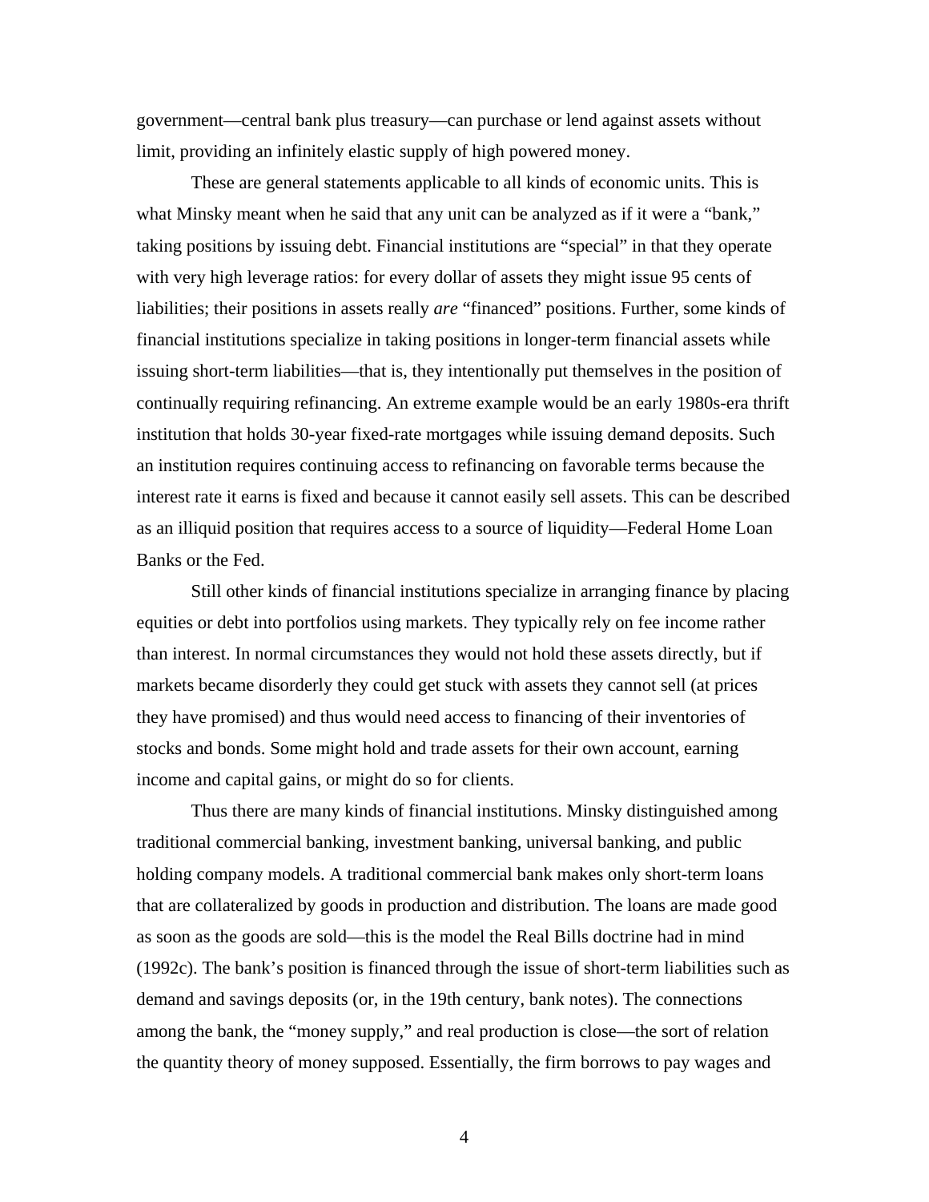government—central bank plus treasury—can purchase or lend against assets without limit, providing an infinitely elastic supply of high powered money.

These are general statements applicable to all kinds of economic units. This is what Minsky meant when he said that any unit can be analyzed as if it were a "bank," taking positions by issuing debt. Financial institutions are "special" in that they operate with very high leverage ratios: for every dollar of assets they might issue 95 cents of liabilities; their positions in assets really *are* "financed" positions. Further, some kinds of financial institutions specialize in taking positions in longer-term financial assets while issuing short-term liabilities—that is, they intentionally put themselves in the position of continually requiring refinancing. An extreme example would be an early 1980s-era thrift institution that holds 30-year fixed-rate mortgages while issuing demand deposits. Such an institution requires continuing access to refinancing on favorable terms because the interest rate it earns is fixed and because it cannot easily sell assets. This can be described as an illiquid position that requires access to a source of liquidity—Federal Home Loan Banks or the Fed.

Still other kinds of financial institutions specialize in arranging finance by placing equities or debt into portfolios using markets. They typically rely on fee income rather than interest. In normal circumstances they would not hold these assets directly, but if markets became disorderly they could get stuck with assets they cannot sell (at prices they have promised) and thus would need access to financing of their inventories of stocks and bonds. Some might hold and trade assets for their own account, earning income and capital gains, or might do so for clients.

Thus there are many kinds of financial institutions. Minsky distinguished among traditional commercial banking, investment banking, universal banking, and public holding company models. A traditional commercial bank makes only short-term loans that are collateralized by goods in production and distribution. The loans are made good as soon as the goods are sold—this is the model the Real Bills doctrine had in mind (1992c). The bank's position is financed through the issue of short-term liabilities such as demand and savings deposits (or, in the 19th century, bank notes). The connections among the bank, the "money supply," and real production is close—the sort of relation the quantity theory of money supposed. Essentially, the firm borrows to pay wages and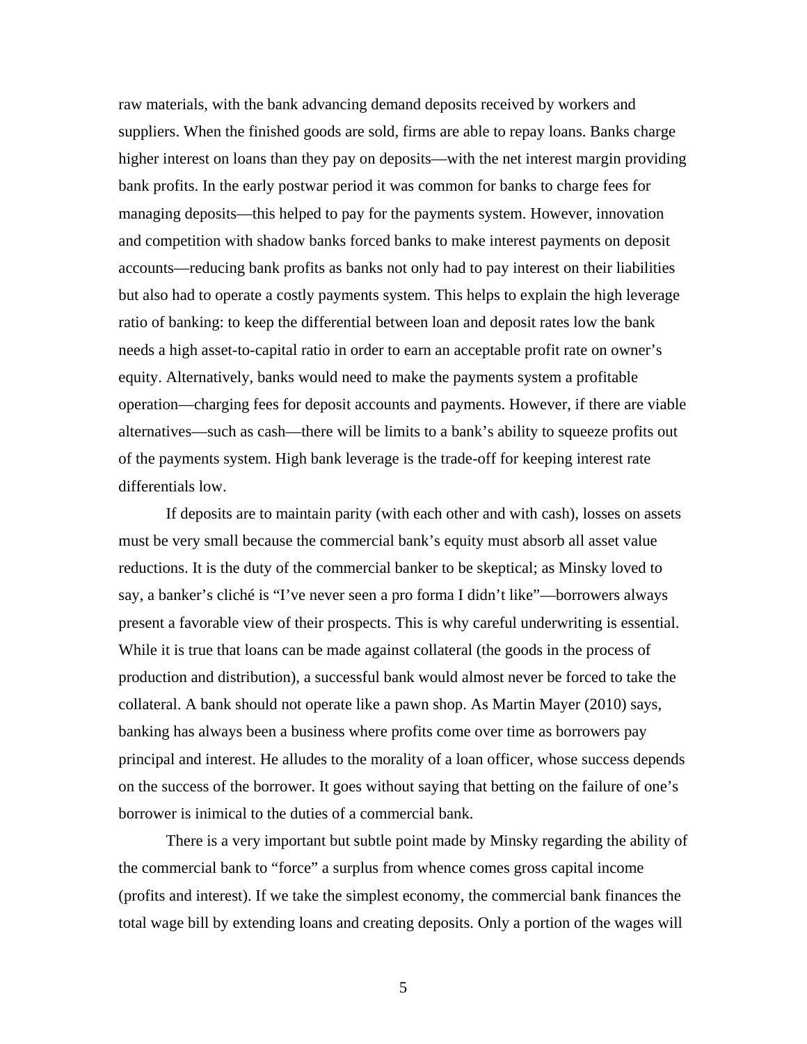raw materials, with the bank advancing demand deposits received by workers and suppliers. When the finished goods are sold, firms are able to repay loans. Banks charge higher interest on loans than they pay on deposits—with the net interest margin providing bank profits. In the early postwar period it was common for banks to charge fees for managing deposits—this helped to pay for the payments system. However, innovation and competition with shadow banks forced banks to make interest payments on deposit accounts—reducing bank profits as banks not only had to pay interest on their liabilities but also had to operate a costly payments system. This helps to explain the high leverage ratio of banking: to keep the differential between loan and deposit rates low the bank needs a high asset-to-capital ratio in order to earn an acceptable profit rate on owner's equity. Alternatively, banks would need to make the payments system a profitable operation—charging fees for deposit accounts and payments. However, if there are viable alternatives—such as cash—there will be limits to a bank's ability to squeeze profits out of the payments system. High bank leverage is the trade-off for keeping interest rate differentials low.

If deposits are to maintain parity (with each other and with cash), losses on assets must be very small because the commercial bank's equity must absorb all asset value reductions. It is the duty of the commercial banker to be skeptical; as Minsky loved to say, a banker's cliché is "I've never seen a pro forma I didn't like"—borrowers always present a favorable view of their prospects. This is why careful underwriting is essential. While it is true that loans can be made against collateral (the goods in the process of production and distribution), a successful bank would almost never be forced to take the collateral. A bank should not operate like a pawn shop. As Martin Mayer (2010) says, banking has always been a business where profits come over time as borrowers pay principal and interest. He alludes to the morality of a loan officer, whose success depends on the success of the borrower. It goes without saying that betting on the failure of one's borrower is inimical to the duties of a commercial bank.

There is a very important but subtle point made by Minsky regarding the ability of the commercial bank to "force" a surplus from whence comes gross capital income (profits and interest). If we take the simplest economy, the commercial bank finances the total wage bill by extending loans and creating deposits. Only a portion of the wages will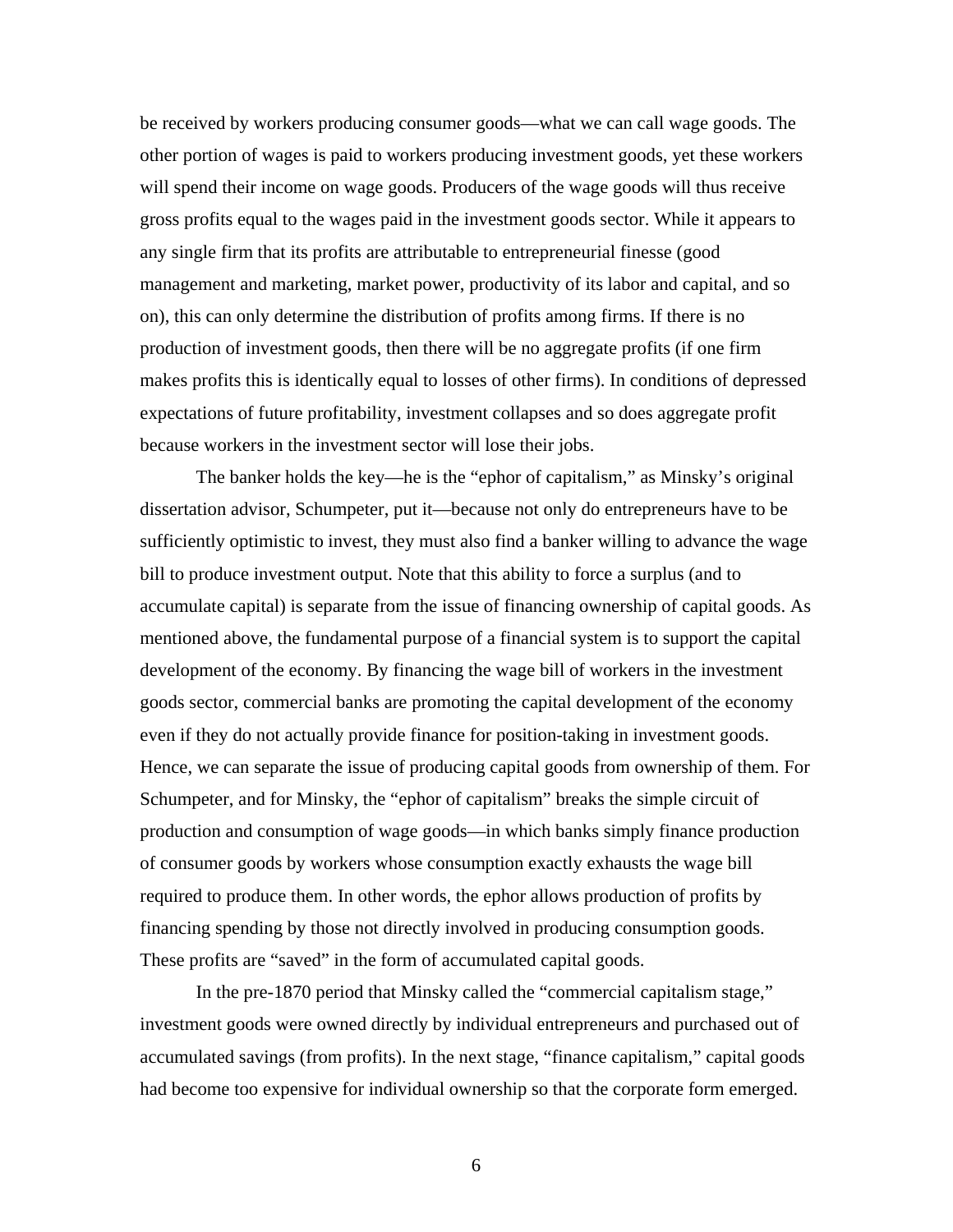be received by workers producing consumer goods—what we can call wage goods. The other portion of wages is paid to workers producing investment goods, yet these workers will spend their income on wage goods. Producers of the wage goods will thus receive gross profits equal to the wages paid in the investment goods sector. While it appears to any single firm that its profits are attributable to entrepreneurial finesse (good management and marketing, market power, productivity of its labor and capital, and so on), this can only determine the distribution of profits among firms. If there is no production of investment goods, then there will be no aggregate profits (if one firm makes profits this is identically equal to losses of other firms). In conditions of depressed expectations of future profitability, investment collapses and so does aggregate profit because workers in the investment sector will lose their jobs.

The banker holds the key—he is the "ephor of capitalism," as Minsky's original dissertation advisor, Schumpeter, put it—because not only do entrepreneurs have to be sufficiently optimistic to invest, they must also find a banker willing to advance the wage bill to produce investment output. Note that this ability to force a surplus (and to accumulate capital) is separate from the issue of financing ownership of capital goods. As mentioned above, the fundamental purpose of a financial system is to support the capital development of the economy. By financing the wage bill of workers in the investment goods sector, commercial banks are promoting the capital development of the economy even if they do not actually provide finance for position-taking in investment goods. Hence, we can separate the issue of producing capital goods from ownership of them. For Schumpeter, and for Minsky, the "ephor of capitalism" breaks the simple circuit of production and consumption of wage goods—in which banks simply finance production of consumer goods by workers whose consumption exactly exhausts the wage bill required to produce them. In other words, the ephor allows production of profits by financing spending by those not directly involved in producing consumption goods. These profits are "saved" in the form of accumulated capital goods.

In the pre-1870 period that Minsky called the "commercial capitalism stage," investment goods were owned directly by individual entrepreneurs and purchased out of accumulated savings (from profits). In the next stage, "finance capitalism," capital goods had become too expensive for individual ownership so that the corporate form emerged.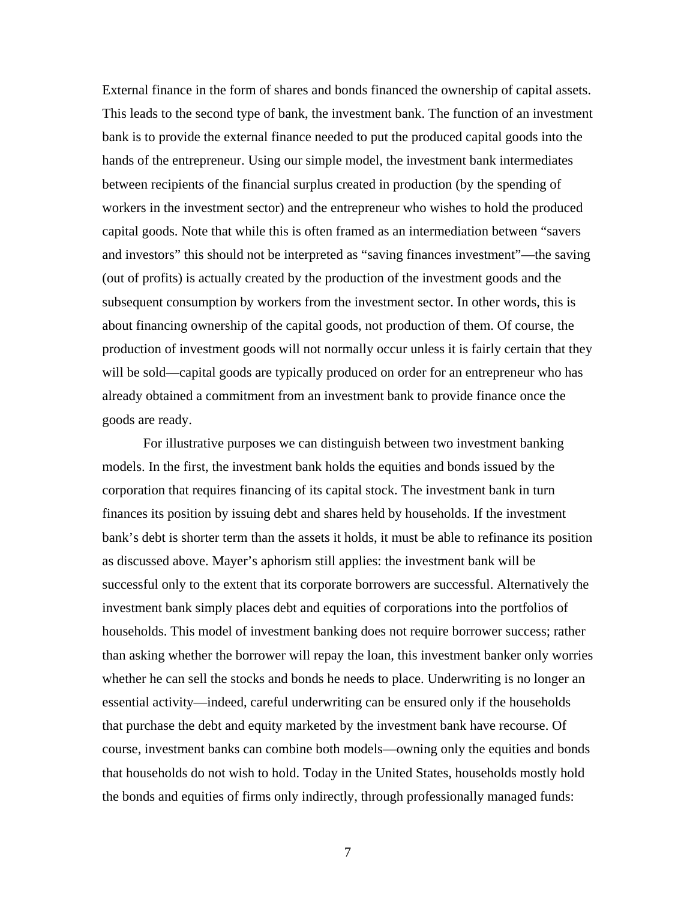External finance in the form of shares and bonds financed the ownership of capital assets. This leads to the second type of bank, the investment bank. The function of an investment bank is to provide the external finance needed to put the produced capital goods into the hands of the entrepreneur. Using our simple model, the investment bank intermediates between recipients of the financial surplus created in production (by the spending of workers in the investment sector) and the entrepreneur who wishes to hold the produced capital goods. Note that while this is often framed as an intermediation between "savers and investors" this should not be interpreted as "saving finances investment"—the saving (out of profits) is actually created by the production of the investment goods and the subsequent consumption by workers from the investment sector. In other words, this is about financing ownership of the capital goods, not production of them. Of course, the production of investment goods will not normally occur unless it is fairly certain that they will be sold—capital goods are typically produced on order for an entrepreneur who has already obtained a commitment from an investment bank to provide finance once the goods are ready.

For illustrative purposes we can distinguish between two investment banking models. In the first, the investment bank holds the equities and bonds issued by the corporation that requires financing of its capital stock. The investment bank in turn finances its position by issuing debt and shares held by households. If the investment bank's debt is shorter term than the assets it holds, it must be able to refinance its position as discussed above. Mayer's aphorism still applies: the investment bank will be successful only to the extent that its corporate borrowers are successful. Alternatively the investment bank simply places debt and equities of corporations into the portfolios of households. This model of investment banking does not require borrower success; rather than asking whether the borrower will repay the loan, this investment banker only worries whether he can sell the stocks and bonds he needs to place. Underwriting is no longer an essential activity—indeed, careful underwriting can be ensured only if the households that purchase the debt and equity marketed by the investment bank have recourse. Of course, investment banks can combine both models—owning only the equities and bonds that households do not wish to hold. Today in the United States, households mostly hold the bonds and equities of firms only indirectly, through professionally managed funds: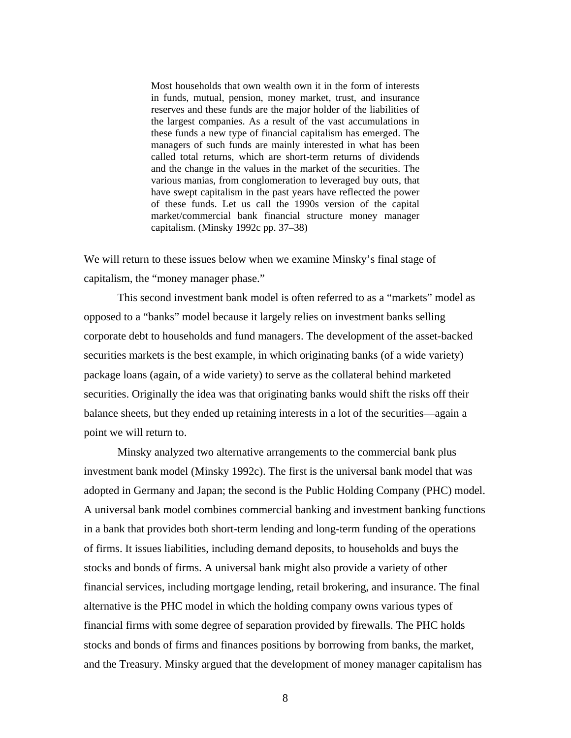> Most households that own wealth own it in the form of interests in funds, mutual, pension, money market, trust, and insurance reserves and these funds are the major holder of the liabilities of the largest companies. As a result of the vast accumulations in these funds a new type of financial capitalism has emerged. The managers of such funds are mainly interested in what has been called total returns, which are short-term returns of dividends and the change in the values in the market of the securities. The various manias, from conglomeration to leveraged buy outs, that have swept capitalism in the past years have reflected the power of these funds. Let us call the 1990s version of the capital market/commercial bank financial structure money manager capitalism. (Minsky 1992c pp. 37–38)

We will return to these issues below when we examine Minsky's final stage of capitalism, the "money manager phase."

This second investment bank model is often referred to as a "markets" model as opposed to a "banks" model because it largely relies on investment banks selling corporate debt to households and fund managers. The development of the asset-backed securities markets is the best example, in which originating banks (of a wide variety) package loans (again, of a wide variety) to serve as the collateral behind marketed securities. Originally the idea was that originating banks would shift the risks off their balance sheets, but they ended up retaining interests in a lot of the securities—again a point we will return to.

Minsky analyzed two alternative arrangements to the commercial bank plus investment bank model (Minsky 1992c). The first is the universal bank model that was adopted in Germany and Japan; the second is the Public Holding Company (PHC) model. A universal bank model combines commercial banking and investment banking functions in a bank that provides both short-term lending and long-term funding of the operations of firms. It issues liabilities, including demand deposits, to households and buys the stocks and bonds of firms. A universal bank might also provide a variety of other financial services, including mortgage lending, retail brokering, and insurance. The final alternative is the PHC model in which the holding company owns various types of financial firms with some degree of separation provided by firewalls. The PHC holds stocks and bonds of firms and finances positions by borrowing from banks, the market, and the Treasury. Minsky argued that the development of money manager capitalism has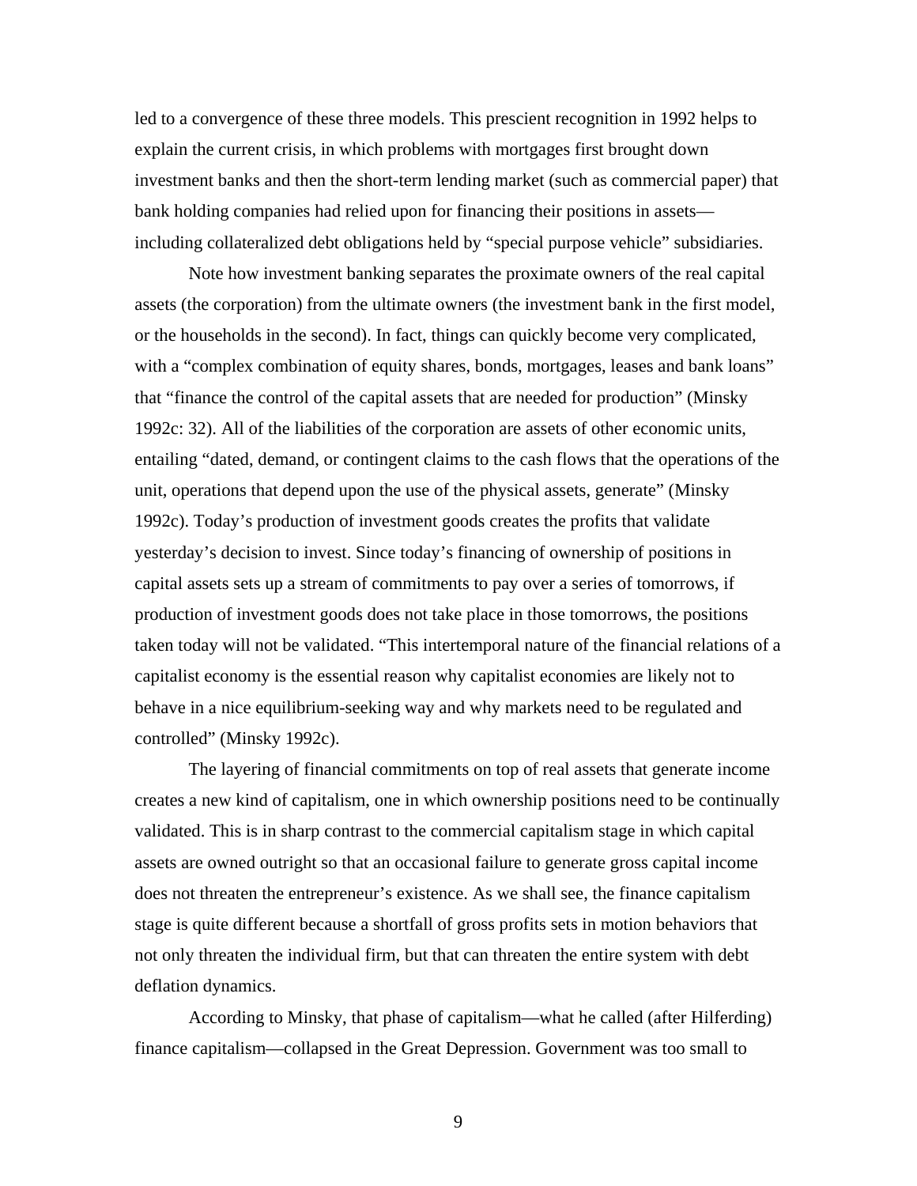led to a convergence of these three models. This prescient recognition in 1992 helps to explain the current crisis, in which problems with mortgages first brought down investment banks and then the short-term lending market (such as commercial paper) that bank holding companies had relied upon for financing their positions in assets—including collateralized debt obligations held by "special purpose vehicle" subsidiaries.

Note how investment banking separates the proximate owners of the real capital assets (the corporation) from the ultimate owners (the investment bank in the first model, or the households in the second). In fact, things can quickly become very complicated, with a "complex combination of equity shares, bonds, mortgages, leases and bank loans" that "finance the control of the capital assets that are needed for production" (Minsky 1992c: 32). All of the liabilities of the corporation are assets of other economic units, entailing "dated, demand, or contingent claims to the cash flows that the operations of the unit, operations that depend upon the use of the physical assets, generate" (Minsky 1992c). Today's production of investment goods creates the profits that validate yesterday's decision to invest. Since today's financing of ownership of positions in capital assets sets up a stream of commitments to pay over a series of tomorrows, if production of investment goods does not take place in those tomorrows, the positions taken today will not be validated. "This intertemporal nature of the financial relations of a capitalist economy is the essential reason why capitalist economies are likely not to behave in a nice equilibrium-seeking way and why markets need to be regulated and controlled" (Minsky 1992c).

The layering of financial commitments on top of real assets that generate income creates a new kind of capitalism, one in which ownership positions need to be continually validated. This is in sharp contrast to the commercial capitalism stage in which capital assets are owned outright so that an occasional failure to generate gross capital income does not threaten the entrepreneur's existence. As we shall see, the finance capitalism stage is quite different because a shortfall of gross profits sets in motion behaviors that not only threaten the individual firm, but that can threaten the entire system with debt deflation dynamics.

According to Minsky, that phase of capitalism—what he called (after Hilferding) finance capitalism—collapsed in the Great Depression. Government was too small to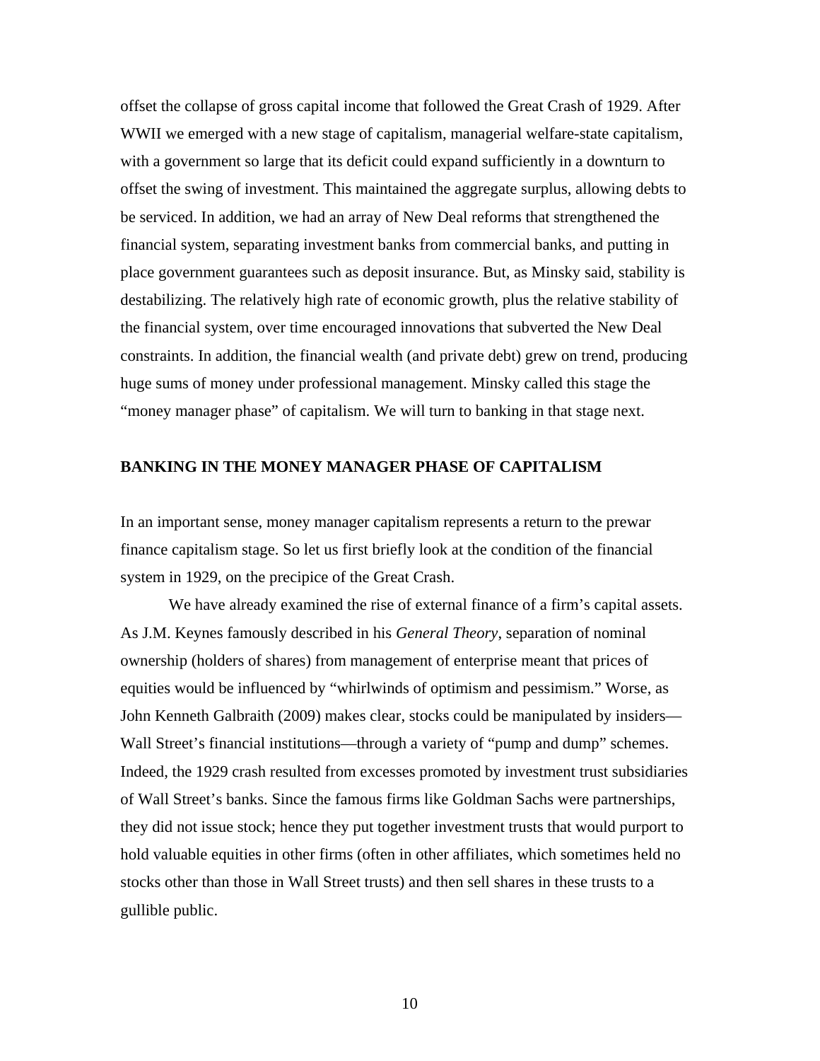offset the collapse of gross capital income that followed the Great Crash of 1929. After WWII we emerged with a new stage of capitalism, managerial welfare-state capitalism, with a government so large that its deficit could expand sufficiently in a downturn to offset the swing of investment. This maintained the aggregate surplus, allowing debts to be serviced. In addition, we had an array of New Deal reforms that strengthened the financial system, separating investment banks from commercial banks, and putting in place government guarantees such as deposit insurance. But, as Minsky said, stability is destabilizing. The relatively high rate of economic growth, plus the relative stability of the financial system, over time encouraged innovations that subverted the New Deal constraints. In addition, the financial wealth (and private debt) grew on trend, producing huge sums of money under professional management. Minsky called this stage the "money manager phase" of capitalism. We will turn to banking in that stage next.

## BANKING IN THE MONEY MANAGER PHASE OF CAPITALISM

In an important sense, money manager capitalism represents a return to the prewar finance capitalism stage. So let us first briefly look at the condition of the financial system in 1929, on the precipice of the Great Crash.

We have already examined the rise of external finance of a firm's capital assets. As J.M. Keynes famously described in his *General Theory*, separation of nominal ownership (holders of shares) from management of enterprise meant that prices of equities would be influenced by "whirlwinds of optimism and pessimism." Worse, as John Kenneth Galbraith (2009) makes clear, stocks could be manipulated by insiders—Wall Street's financial institutions—through a variety of "pump and dump" schemes. Indeed, the 1929 crash resulted from excesses promoted by investment trust subsidiaries of Wall Street's banks. Since the famous firms like Goldman Sachs were partnerships, they did not issue stock; hence they put together investment trusts that would purport to hold valuable equities in other firms (often in other affiliates, which sometimes held no stocks other than those in Wall Street trusts) and then sell shares in these trusts to a gullible public.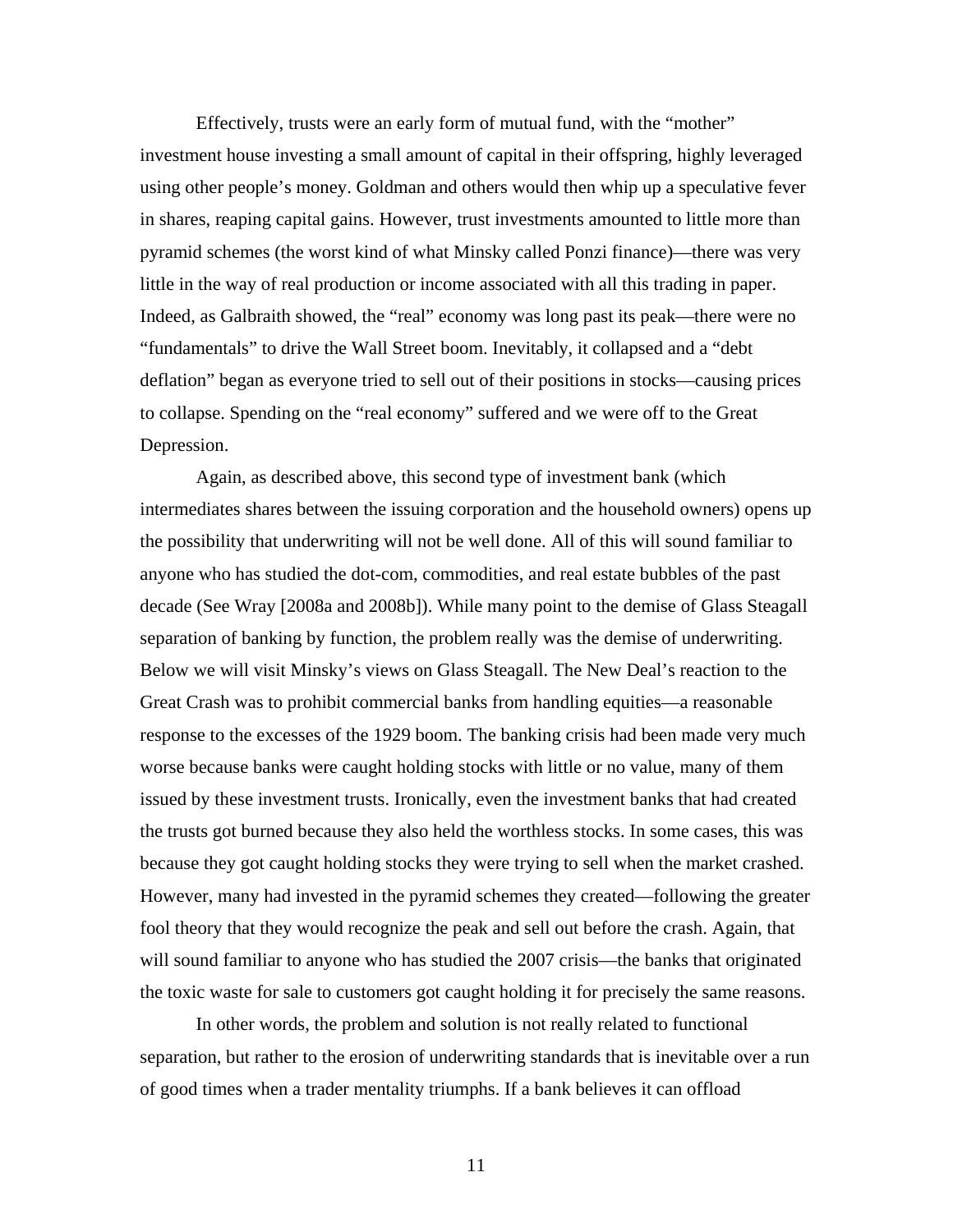Effectively, trusts were an early form of mutual fund, with the "mother" investment house investing a small amount of capital in their offspring, highly leveraged using other people's money. Goldman and others would then whip up a speculative fever in shares, reaping capital gains. However, trust investments amounted to little more than pyramid schemes (the worst kind of what Minsky called Ponzi finance)—there was very little in the way of real production or income associated with all this trading in paper. Indeed, as Galbraith showed, the "real" economy was long past its peak—there were no "fundamentals" to drive the Wall Street boom. Inevitably, it collapsed and a "debt deflation" began as everyone tried to sell out of their positions in stocks—causing prices to collapse. Spending on the "real economy" suffered and we were off to the Great Depression.

Again, as described above, this second type of investment bank (which intermediates shares between the issuing corporation and the household owners) opens up the possibility that underwriting will not be well done. All of this will sound familiar to anyone who has studied the dot-com, commodities, and real estate bubbles of the past decade (See Wray [2008a and 2008b]). While many point to the demise of Glass Steagall separation of banking by function, the problem really was the demise of underwriting. Below we will visit Minsky's views on Glass Steagall. The New Deal's reaction to the Great Crash was to prohibit commercial banks from handling equities—a reasonable response to the excesses of the 1929 boom. The banking crisis had been made very much worse because banks were caught holding stocks with little or no value, many of them issued by these investment trusts. Ironically, even the investment banks that had created the trusts got burned because they also held the worthless stocks. In some cases, this was because they got caught holding stocks they were trying to sell when the market crashed. However, many had invested in the pyramid schemes they created—following the greater fool theory that they would recognize the peak and sell out before the crash. Again, that will sound familiar to anyone who has studied the 2007 crisis—the banks that originated the toxic waste for sale to customers got caught holding it for precisely the same reasons.

In other words, the problem and solution is not really related to functional separation, but rather to the erosion of underwriting standards that is inevitable over a run of good times when a trader mentality triumphs. If a bank believes it can offload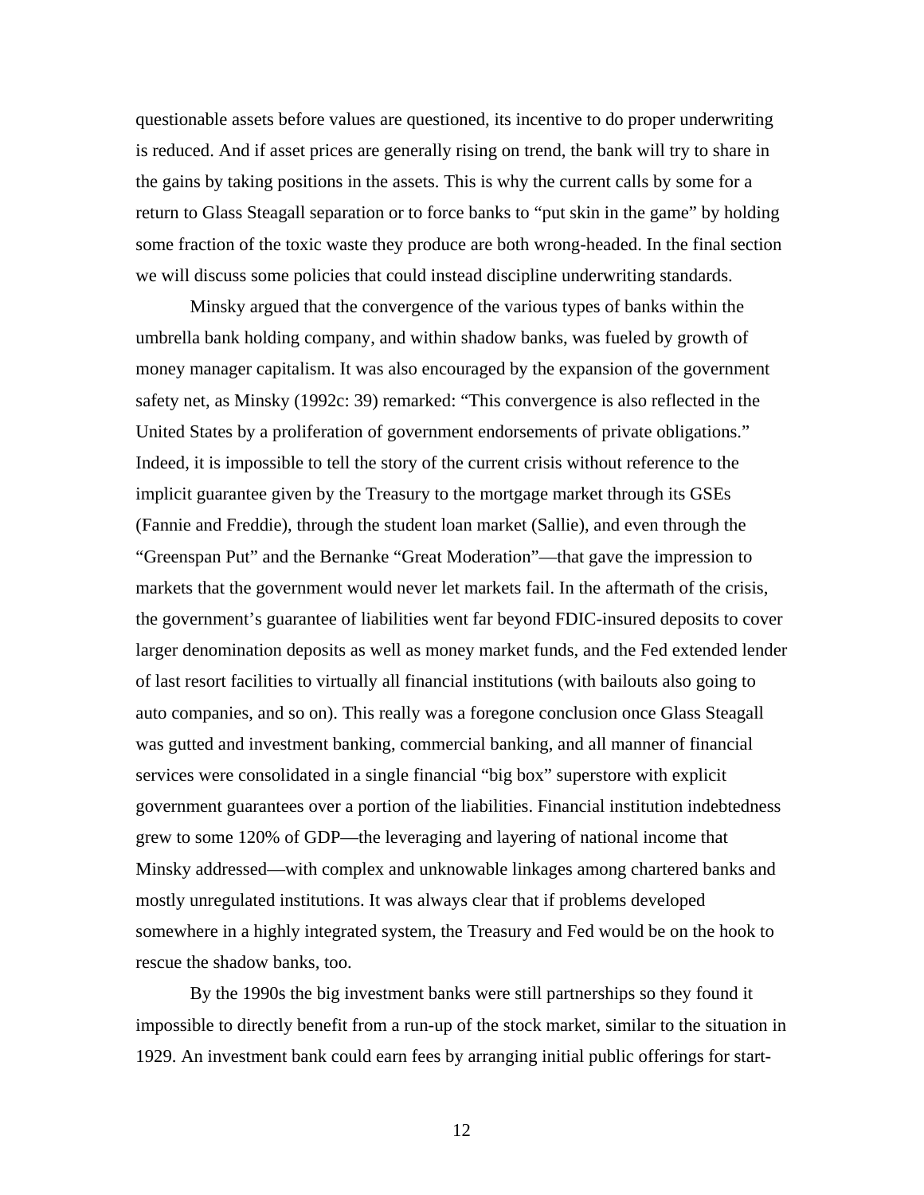questionable assets before values are questioned, its incentive to do proper underwriting is reduced. And if asset prices are generally rising on trend, the bank will try to share in the gains by taking positions in the assets. This is why the current calls by some for a return to Glass Steagall separation or to force banks to "put skin in the game" by holding some fraction of the toxic waste they produce are both wrong-headed. In the final section we will discuss some policies that could instead discipline underwriting standards.

Minsky argued that the convergence of the various types of banks within the umbrella bank holding company, and within shadow banks, was fueled by growth of money manager capitalism. It was also encouraged by the expansion of the government safety net, as Minsky (1992c: 39) remarked: "This convergence is also reflected in the United States by a proliferation of government endorsements of private obligations." Indeed, it is impossible to tell the story of the current crisis without reference to the implicit guarantee given by the Treasury to the mortgage market through its GSEs (Fannie and Freddie), through the student loan market (Sallie), and even through the "Greenspan Put" and the Bernanke "Great Moderation"—that gave the impression to markets that the government would never let markets fail. In the aftermath of the crisis, the government's guarantee of liabilities went far beyond FDIC-insured deposits to cover larger denomination deposits as well as money market funds, and the Fed extended lender of last resort facilities to virtually all financial institutions (with bailouts also going to auto companies, and so on). This really was a foregone conclusion once Glass Steagall was gutted and investment banking, commercial banking, and all manner of financial services were consolidated in a single financial "big box" superstore with explicit government guarantees over a portion of the liabilities. Financial institution indebtedness grew to some 120% of GDP—the leveraging and layering of national income that Minsky addressed—with complex and unknowable linkages among chartered banks and mostly unregulated institutions. It was always clear that if problems developed somewhere in a highly integrated system, the Treasury and Fed would be on the hook to rescue the shadow banks, too.

By the 1990s the big investment banks were still partnerships so they found it impossible to directly benefit from a run-up of the stock market, similar to the situation in 1929. An investment bank could earn fees by arranging initial public offerings for start-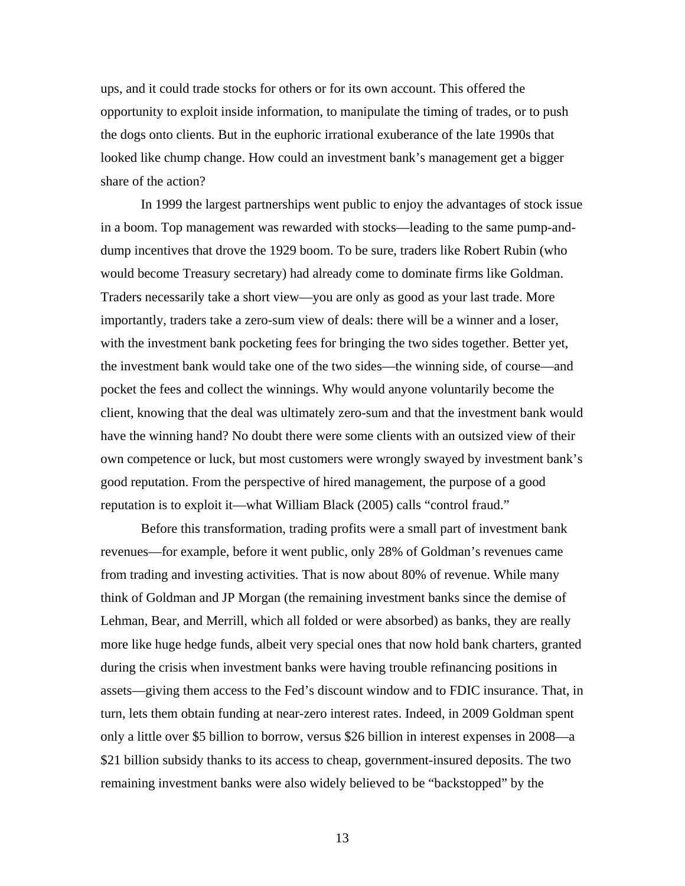ups, and it could trade stocks for others or for its own account. This offered the opportunity to exploit inside information, to manipulate the timing of trades, or to push the dogs onto clients. But in the euphoric irrational exuberance of the late 1990s that looked like chump change. How could an investment bank's management get a bigger share of the action?

In 1999 the largest partnerships went public to enjoy the advantages of stock issue in a boom. Top management was rewarded with stocks—leading to the same pump-and-dump incentives that drove the 1929 boom. To be sure, traders like Robert Rubin (who would become Treasury secretary) had already come to dominate firms like Goldman. Traders necessarily take a short view—you are only as good as your last trade. More importantly, traders take a zero-sum view of deals: there will be a winner and a loser, with the investment bank pocketing fees for bringing the two sides together. Better yet, the investment bank would take one of the two sides—the winning side, of course—and pocket the fees and collect the winnings. Why would anyone voluntarily become the client, knowing that the deal was ultimately zero-sum and that the investment bank would have the winning hand? No doubt there were some clients with an outsized view of their own competence or luck, but most customers were wrongly swayed by investment bank's good reputation. From the perspective of hired management, the purpose of a good reputation is to exploit it—what William Black (2005) calls "control fraud."

Before this transformation, trading profits were a small part of investment bank revenues—for example, before it went public, only 28% of Goldman's revenues came from trading and investing activities. That is now about 80% of revenue. While many think of Goldman and JP Morgan (the remaining investment banks since the demise of Lehman, Bear, and Merrill, which all folded or were absorbed) as banks, they are really more like huge hedge funds, albeit very special ones that now hold bank charters, granted during the crisis when investment banks were having trouble refinancing positions in assets—giving them access to the Fed's discount window and to FDIC insurance. That, in turn, lets them obtain funding at near-zero interest rates. Indeed, in 2009 Goldman spent only a little over \$5 billion to borrow, versus \$26 billion in interest expenses in 2008—a \$21 billion subsidy thanks to its access to cheap, government-insured deposits. The two remaining investment banks were also widely believed to be "backstopped" by the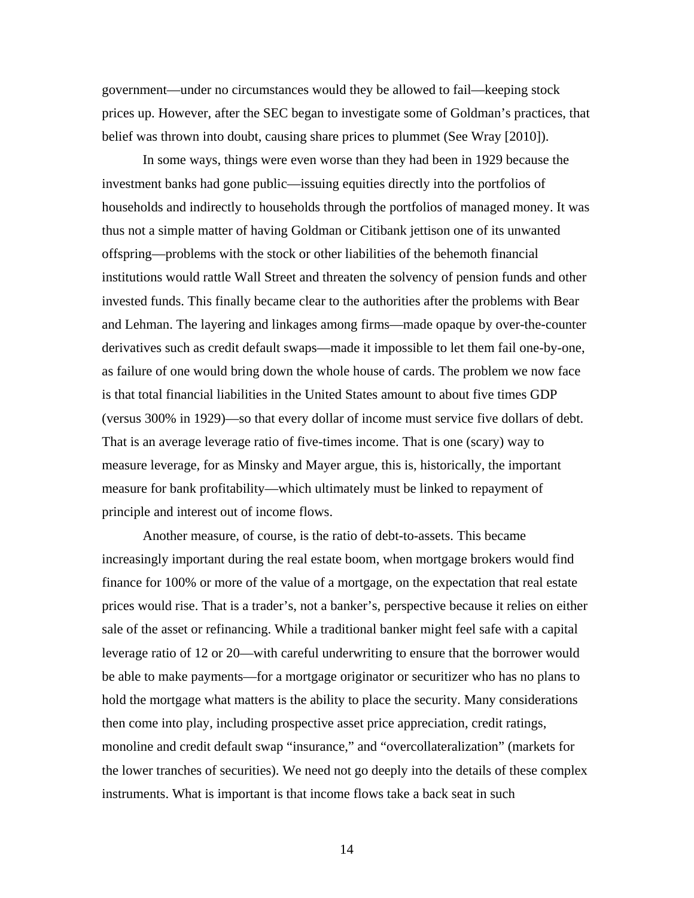government—under no circumstances would they be allowed to fail—keeping stock prices up. However, after the SEC began to investigate some of Goldman's practices, that belief was thrown into doubt, causing share prices to plummet (See Wray [2010]).

In some ways, things were even worse than they had been in 1929 because the investment banks had gone public—issuing equities directly into the portfolios of households and indirectly to households through the portfolios of managed money. It was thus not a simple matter of having Goldman or Citibank jettison one of its unwanted offspring—problems with the stock or other liabilities of the behemoth financial institutions would rattle Wall Street and threaten the solvency of pension funds and other invested funds. This finally became clear to the authorities after the problems with Bear and Lehman. The layering and linkages among firms—made opaque by over-the-counter derivatives such as credit default swaps—made it impossible to let them fail one-by-one, as failure of one would bring down the whole house of cards. The problem we now face is that total financial liabilities in the United States amount to about five times GDP (versus 300% in 1929)—so that every dollar of income must service five dollars of debt. That is an average leverage ratio of five-times income. That is one (scary) way to measure leverage, for as Minsky and Mayer argue, this is, historically, the important measure for bank profitability—which ultimately must be linked to repayment of principle and interest out of income flows.

Another measure, of course, is the ratio of debt-to-assets. This became increasingly important during the real estate boom, when mortgage brokers would find finance for 100% or more of the value of a mortgage, on the expectation that real estate prices would rise. That is a trader's, not a banker's, perspective because it relies on either sale of the asset or refinancing. While a traditional banker might feel safe with a capital leverage ratio of 12 or 20—with careful underwriting to ensure that the borrower would be able to make payments—for a mortgage originator or securitizer who has no plans to hold the mortgage what matters is the ability to place the security. Many considerations then come into play, including prospective asset price appreciation, credit ratings, monoline and credit default swap "insurance," and "overcollateralization" (markets for the lower tranches of securities). We need not go deeply into the details of these complex instruments. What is important is that income flows take a back seat in such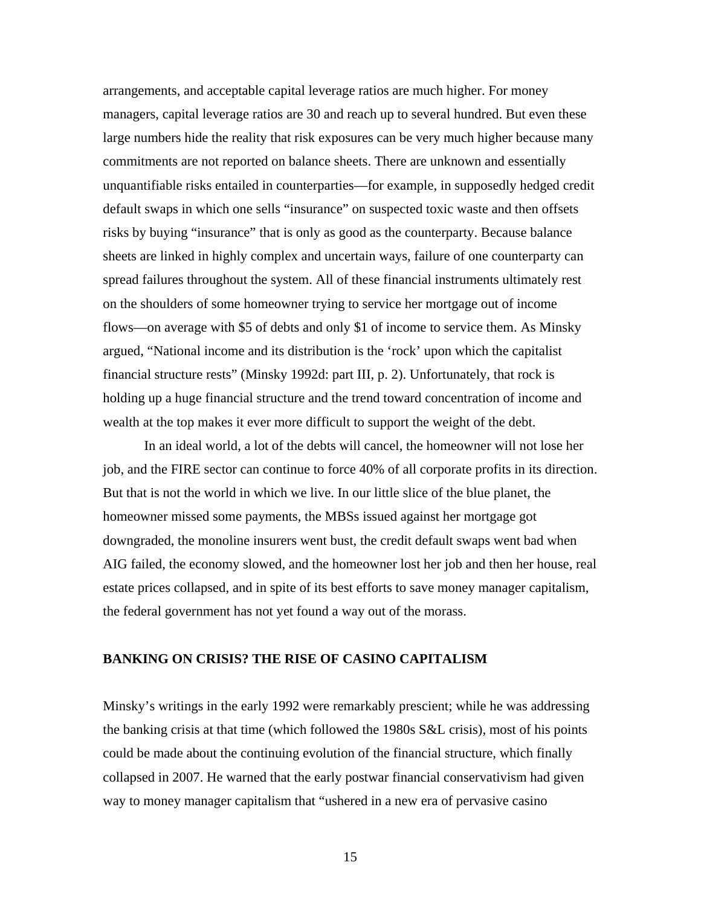arrangements, and acceptable capital leverage ratios are much higher. For money managers, capital leverage ratios are 30 and reach up to several hundred. But even these large numbers hide the reality that risk exposures can be very much higher because many commitments are not reported on balance sheets. There are unknown and essentially unquantifiable risks entailed in counterparties—for example, in supposedly hedged credit default swaps in which one sells "insurance" on suspected toxic waste and then offsets risks by buying "insurance" that is only as good as the counterparty. Because balance sheets are linked in highly complex and uncertain ways, failure of one counterparty can spread failures throughout the system. All of these financial instruments ultimately rest on the shoulders of some homeowner trying to service her mortgage out of income flows—on average with $5 of debts and only $1 of income to service them. As Minsky argued, "National income and its distribution is the 'rock' upon which the capitalist financial structure rests" (Minsky 1992d: part III, p. 2). Unfortunately, that rock is holding up a huge financial structure and the trend toward concentration of income and wealth at the top makes it ever more difficult to support the weight of the debt.

In an ideal world, a lot of the debts will cancel, the homeowner will not lose her job, and the FIRE sector can continue to force 40% of all corporate profits in its direction. But that is not the world in which we live. In our little slice of the blue planet, the homeowner missed some payments, the MBSs issued against her mortgage got downgraded, the monoline insurers went bust, the credit default swaps went bad when AIG failed, the economy slowed, and the homeowner lost her job and then her house, real estate prices collapsed, and in spite of its best efforts to save money manager capitalism, the federal government has not yet found a way out of the morass.

## BANKING ON CRISIS? THE RISE OF CASINO CAPITALISM

Minsky's writings in the early 1992 were remarkably prescient; while he was addressing the banking crisis at that time (which followed the 1980s S&L crisis), most of his points could be made about the continuing evolution of the financial structure, which finally collapsed in 2007. He warned that the early postwar financial conservativism had given way to money manager capitalism that "ushered in a new era of pervasive casino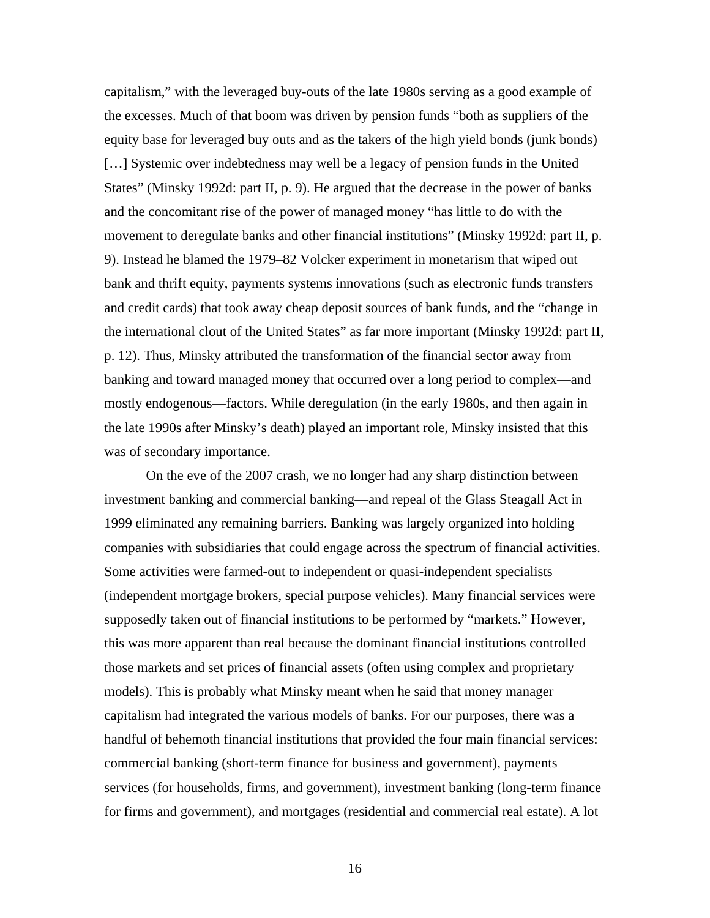capitalism," with the leveraged buy-outs of the late 1980s serving as a good example of the excesses. Much of that boom was driven by pension funds "both as suppliers of the equity base for leveraged buy outs and as the takers of the high yield bonds (junk bonds) […] Systemic over indebtedness may well be a legacy of pension funds in the United States" (Minsky 1992d: part II, p. 9). He argued that the decrease in the power of banks and the concomitant rise of the power of managed money "has little to do with the movement to deregulate banks and other financial institutions" (Minsky 1992d: part II, p. 9). Instead he blamed the 1979–82 Volcker experiment in monetarism that wiped out bank and thrift equity, payments systems innovations (such as electronic funds transfers and credit cards) that took away cheap deposit sources of bank funds, and the "change in the international clout of the United States" as far more important (Minsky 1992d: part II, p. 12). Thus, Minsky attributed the transformation of the financial sector away from banking and toward managed money that occurred over a long period to complex—and mostly endogenous—factors. While deregulation (in the early 1980s, and then again in the late 1990s after Minsky's death) played an important role, Minsky insisted that this was of secondary importance.

On the eve of the 2007 crash, we no longer had any sharp distinction between investment banking and commercial banking—and repeal of the Glass Steagall Act in 1999 eliminated any remaining barriers. Banking was largely organized into holding companies with subsidiaries that could engage across the spectrum of financial activities. Some activities were farmed-out to independent or quasi-independent specialists (independent mortgage brokers, special purpose vehicles). Many financial services were supposedly taken out of financial institutions to be performed by "markets." However, this was more apparent than real because the dominant financial institutions controlled those markets and set prices of financial assets (often using complex and proprietary models). This is probably what Minsky meant when he said that money manager capitalism had integrated the various models of banks. For our purposes, there was a handful of behemoth financial institutions that provided the four main financial services: commercial banking (short-term finance for business and government), payments services (for households, firms, and government), investment banking (long-term finance for firms and government), and mortgages (residential and commercial real estate). A lot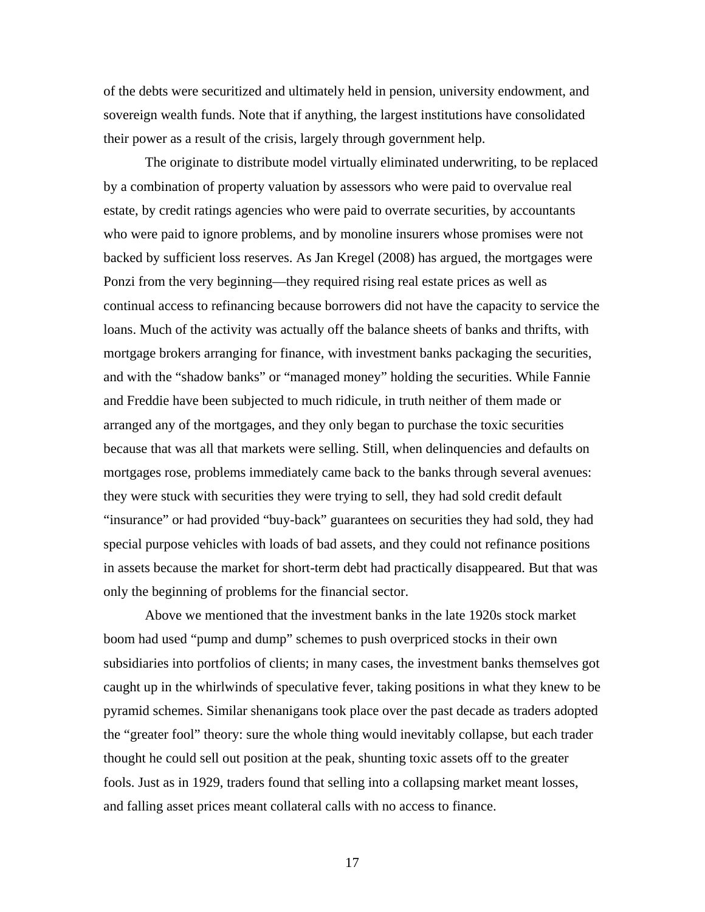of the debts were securitized and ultimately held in pension, university endowment, and sovereign wealth funds. Note that if anything, the largest institutions have consolidated their power as a result of the crisis, largely through government help.

The originate to distribute model virtually eliminated underwriting, to be replaced by a combination of property valuation by assessors who were paid to overvalue real estate, by credit ratings agencies who were paid to overrate securities, by accountants who were paid to ignore problems, and by monoline insurers whose promises were not backed by sufficient loss reserves. As Jan Kregel (2008) has argued, the mortgages were Ponzi from the very beginning—they required rising real estate prices as well as continual access to refinancing because borrowers did not have the capacity to service the loans. Much of the activity was actually off the balance sheets of banks and thrifts, with mortgage brokers arranging for finance, with investment banks packaging the securities, and with the "shadow banks" or "managed money" holding the securities. While Fannie and Freddie have been subjected to much ridicule, in truth neither of them made or arranged any of the mortgages, and they only began to purchase the toxic securities because that was all that markets were selling. Still, when delinquencies and defaults on mortgages rose, problems immediately came back to the banks through several avenues: they were stuck with securities they were trying to sell, they had sold credit default "insurance" or had provided "buy-back" guarantees on securities they had sold, they had special purpose vehicles with loads of bad assets, and they could not refinance positions in assets because the market for short-term debt had practically disappeared. But that was only the beginning of problems for the financial sector.

Above we mentioned that the investment banks in the late 1920s stock market boom had used "pump and dump" schemes to push overpriced stocks in their own subsidiaries into portfolios of clients; in many cases, the investment banks themselves got caught up in the whirlwinds of speculative fever, taking positions in what they knew to be pyramid schemes. Similar shenanigans took place over the past decade as traders adopted the "greater fool" theory: sure the whole thing would inevitably collapse, but each trader thought he could sell out position at the peak, shunting toxic assets off to the greater fools. Just as in 1929, traders found that selling into a collapsing market meant losses, and falling asset prices meant collateral calls with no access to finance.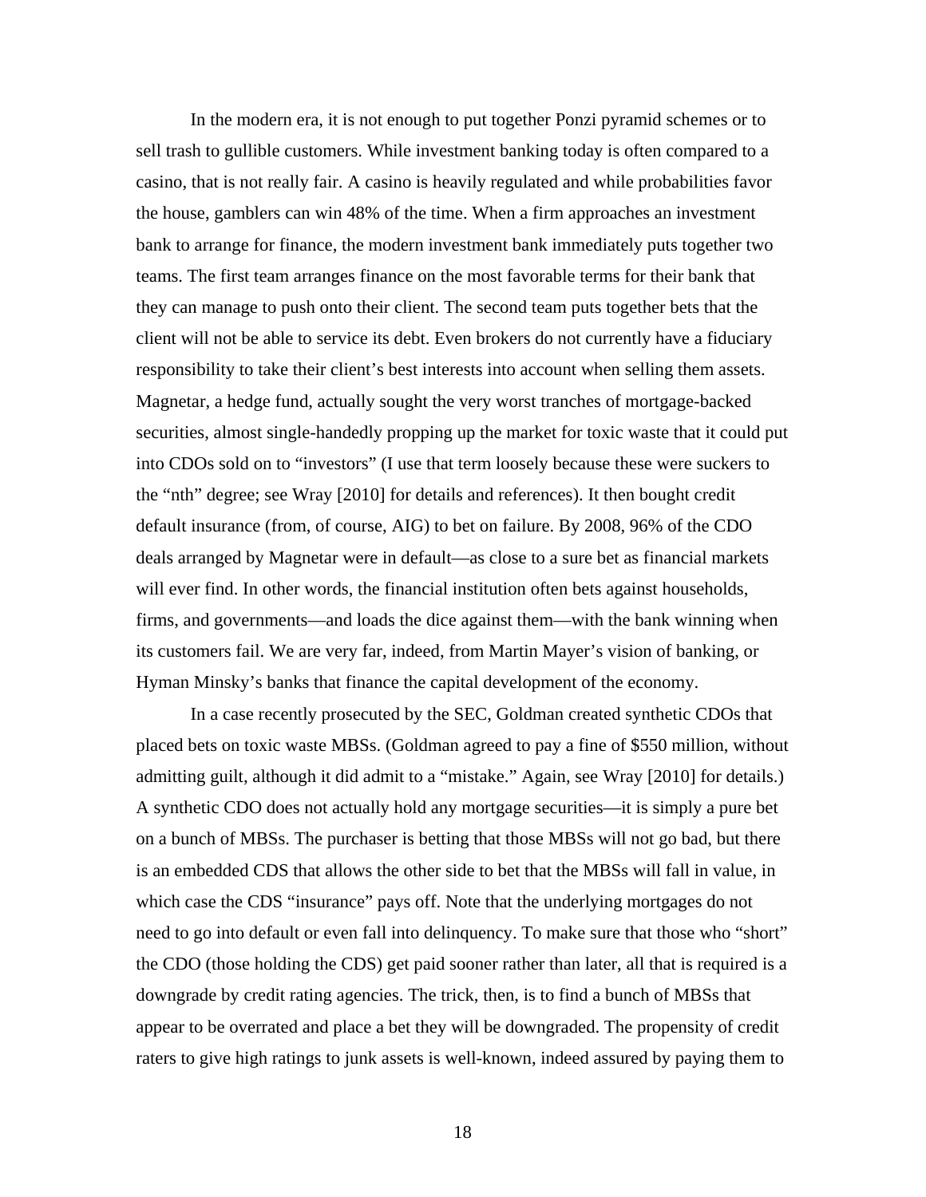In the modern era, it is not enough to put together Ponzi pyramid schemes or to sell trash to gullible customers. While investment banking today is often compared to a casino, that is not really fair. A casino is heavily regulated and while probabilities favor the house, gamblers can win 48% of the time. When a firm approaches an investment bank to arrange for finance, the modern investment bank immediately puts together two teams. The first team arranges finance on the most favorable terms for their bank that they can manage to push onto their client. The second team puts together bets that the client will not be able to service its debt. Even brokers do not currently have a fiduciary responsibility to take their client's best interests into account when selling them assets. Magnetar, a hedge fund, actually sought the very worst tranches of mortgage-backed securities, almost single-handedly propping up the market for toxic waste that it could put into CDOs sold on to "investors" (I use that term loosely because these were suckers to the "nth" degree; see Wray [2010] for details and references). It then bought credit default insurance (from, of course, AIG) to bet on failure. By 2008, 96% of the CDO deals arranged by Magnetar were in default—as close to a sure bet as financial markets will ever find. In other words, the financial institution often bets against households, firms, and governments—and loads the dice against them—with the bank winning when its customers fail. We are very far, indeed, from Martin Mayer's vision of banking, or Hyman Minsky's banks that finance the capital development of the economy.

In a case recently prosecuted by the SEC, Goldman created synthetic CDOs that placed bets on toxic waste MBSs. (Goldman agreed to pay a fine of $550 million, without admitting guilt, although it did admit to a "mistake." Again, see Wray [2010] for details.) A synthetic CDO does not actually hold any mortgage securities—it is simply a pure bet on a bunch of MBSs. The purchaser is betting that those MBSs will not go bad, but there is an embedded CDS that allows the other side to bet that the MBSs will fall in value, in which case the CDS "insurance" pays off. Note that the underlying mortgages do not need to go into default or even fall into delinquency. To make sure that those who "short" the CDO (those holding the CDS) get paid sooner rather than later, all that is required is a downgrade by credit rating agencies. The trick, then, is to find a bunch of MBSs that appear to be overrated and place a bet they will be downgraded. The propensity of credit raters to give high ratings to junk assets is well-known, indeed assured by paying them to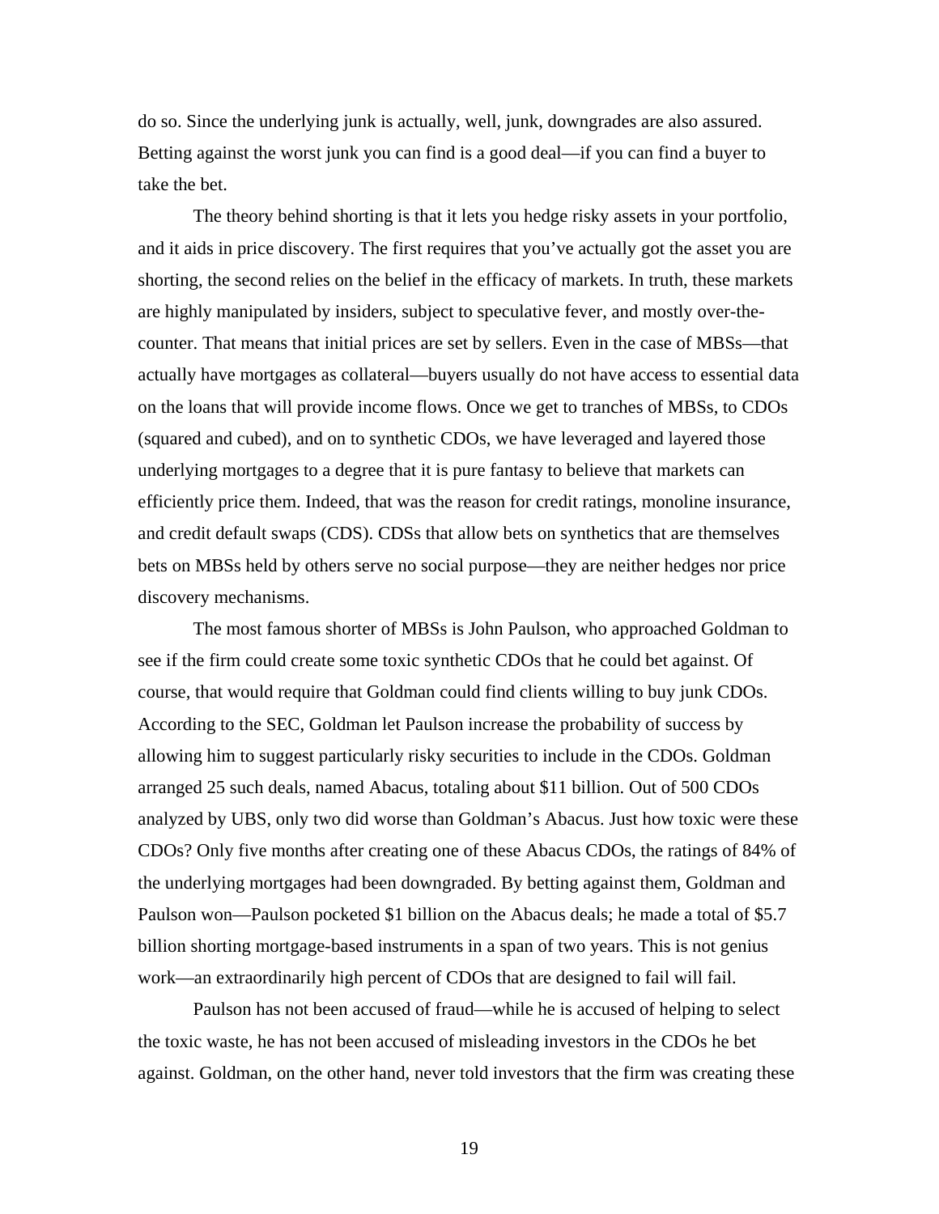do so. Since the underlying junk is actually, well, junk, downgrades are also assured. Betting against the worst junk you can find is a good deal—if you can find a buyer to take the bet.

The theory behind shorting is that it lets you hedge risky assets in your portfolio, and it aids in price discovery. The first requires that you've actually got the asset you are shorting, the second relies on the belief in the efficacy of markets. In truth, these markets are highly manipulated by insiders, subject to speculative fever, and mostly over-the-counter. That means that initial prices are set by sellers. Even in the case of MBSs—that actually have mortgages as collateral—buyers usually do not have access to essential data on the loans that will provide income flows. Once we get to tranches of MBSs, to CDOs (squared and cubed), and on to synthetic CDOs, we have leveraged and layered those underlying mortgages to a degree that it is pure fantasy to believe that markets can efficiently price them. Indeed, that was the reason for credit ratings, monoline insurance, and credit default swaps (CDS). CDSs that allow bets on synthetics that are themselves bets on MBSs held by others serve no social purpose—they are neither hedges nor price discovery mechanisms.

The most famous shorter of MBSs is John Paulson, who approached Goldman to see if the firm could create some toxic synthetic CDOs that he could bet against. Of course, that would require that Goldman could find clients willing to buy junk CDOs. According to the SEC, Goldman let Paulson increase the probability of success by allowing him to suggest particularly risky securities to include in the CDOs. Goldman arranged 25 such deals, named Abacus, totaling about $11 billion. Out of 500 CDOs analyzed by UBS, only two did worse than Goldman's Abacus. Just how toxic were these CDOs? Only five months after creating one of these Abacus CDOs, the ratings of 84% of the underlying mortgages had been downgraded. By betting against them, Goldman and Paulson won—Paulson pocketed $1 billion on the Abacus deals; he made a total of $5.7 billion shorting mortgage-based instruments in a span of two years. This is not genius work—an extraordinarily high percent of CDOs that are designed to fail will fail.

Paulson has not been accused of fraud—while he is accused of helping to select the toxic waste, he has not been accused of misleading investors in the CDOs he bet against. Goldman, on the other hand, never told investors that the firm was creating these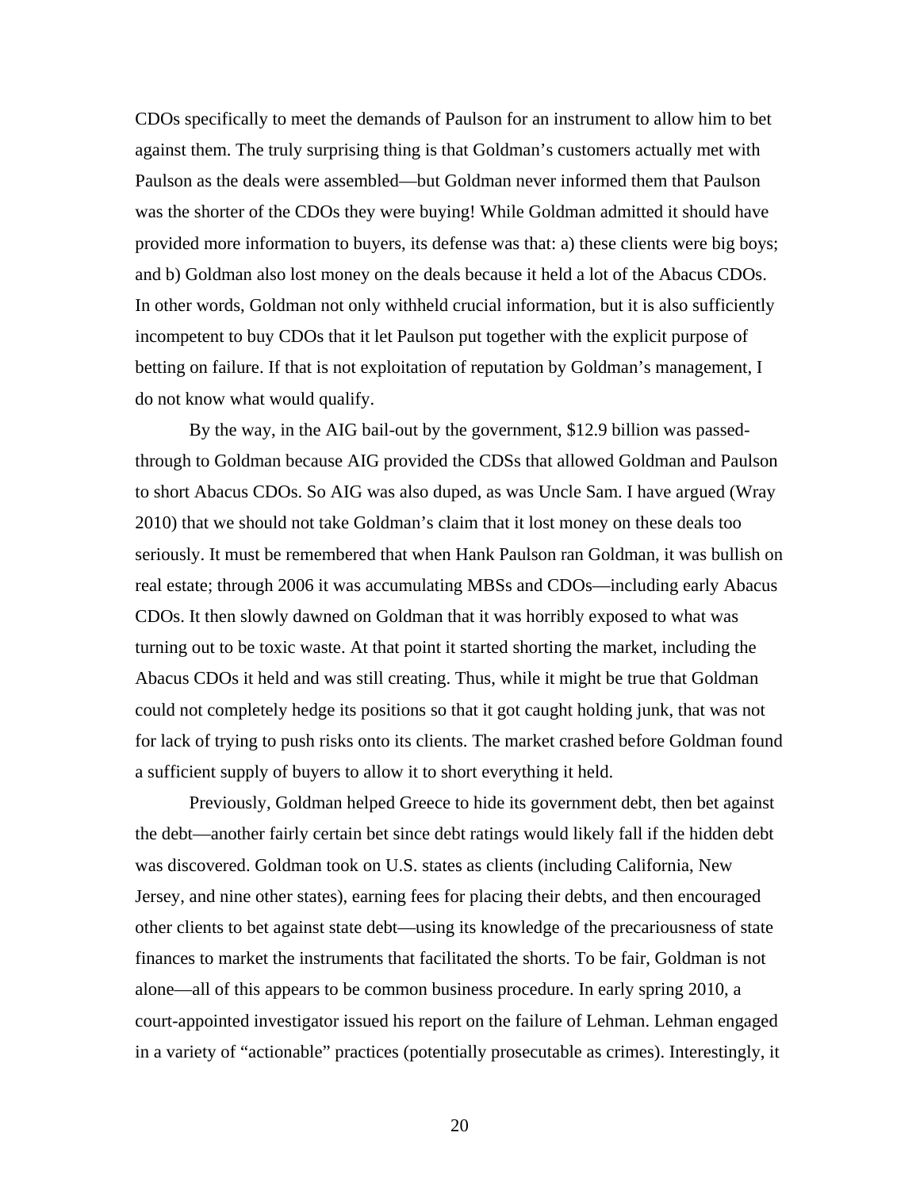CDOs specifically to meet the demands of Paulson for an instrument to allow him to bet against them. The truly surprising thing is that Goldman's customers actually met with Paulson as the deals were assembled—but Goldman never informed them that Paulson was the shorter of the CDOs they were buying! While Goldman admitted it should have provided more information to buyers, its defense was that: a) these clients were big boys; and b) Goldman also lost money on the deals because it held a lot of the Abacus CDOs. In other words, Goldman not only withheld crucial information, but it is also sufficiently incompetent to buy CDOs that it let Paulson put together with the explicit purpose of betting on failure. If that is not exploitation of reputation by Goldman's management, I do not know what would qualify.

By the way, in the AIG bail-out by the government, $12.9 billion was passed-through to Goldman because AIG provided the CDSs that allowed Goldman and Paulson to short Abacus CDOs. So AIG was also duped, as was Uncle Sam. I have argued (Wray 2010) that we should not take Goldman's claim that it lost money on these deals too seriously. It must be remembered that when Hank Paulson ran Goldman, it was bullish on real estate; through 2006 it was accumulating MBSs and CDOs—including early Abacus CDOs. It then slowly dawned on Goldman that it was horribly exposed to what was turning out to be toxic waste. At that point it started shorting the market, including the Abacus CDOs it held and was still creating. Thus, while it might be true that Goldman could not completely hedge its positions so that it got caught holding junk, that was not for lack of trying to push risks onto its clients. The market crashed before Goldman found a sufficient supply of buyers to allow it to short everything it held.

Previously, Goldman helped Greece to hide its government debt, then bet against the debt—another fairly certain bet since debt ratings would likely fall if the hidden debt was discovered. Goldman took on U.S. states as clients (including California, New Jersey, and nine other states), earning fees for placing their debts, and then encouraged other clients to bet against state debt—using its knowledge of the precariousness of state finances to market the instruments that facilitated the shorts. To be fair, Goldman is not alone—all of this appears to be common business procedure. In early spring 2010, a court-appointed investigator issued his report on the failure of Lehman. Lehman engaged in a variety of "actionable" practices (potentially prosecutable as crimes). Interestingly, it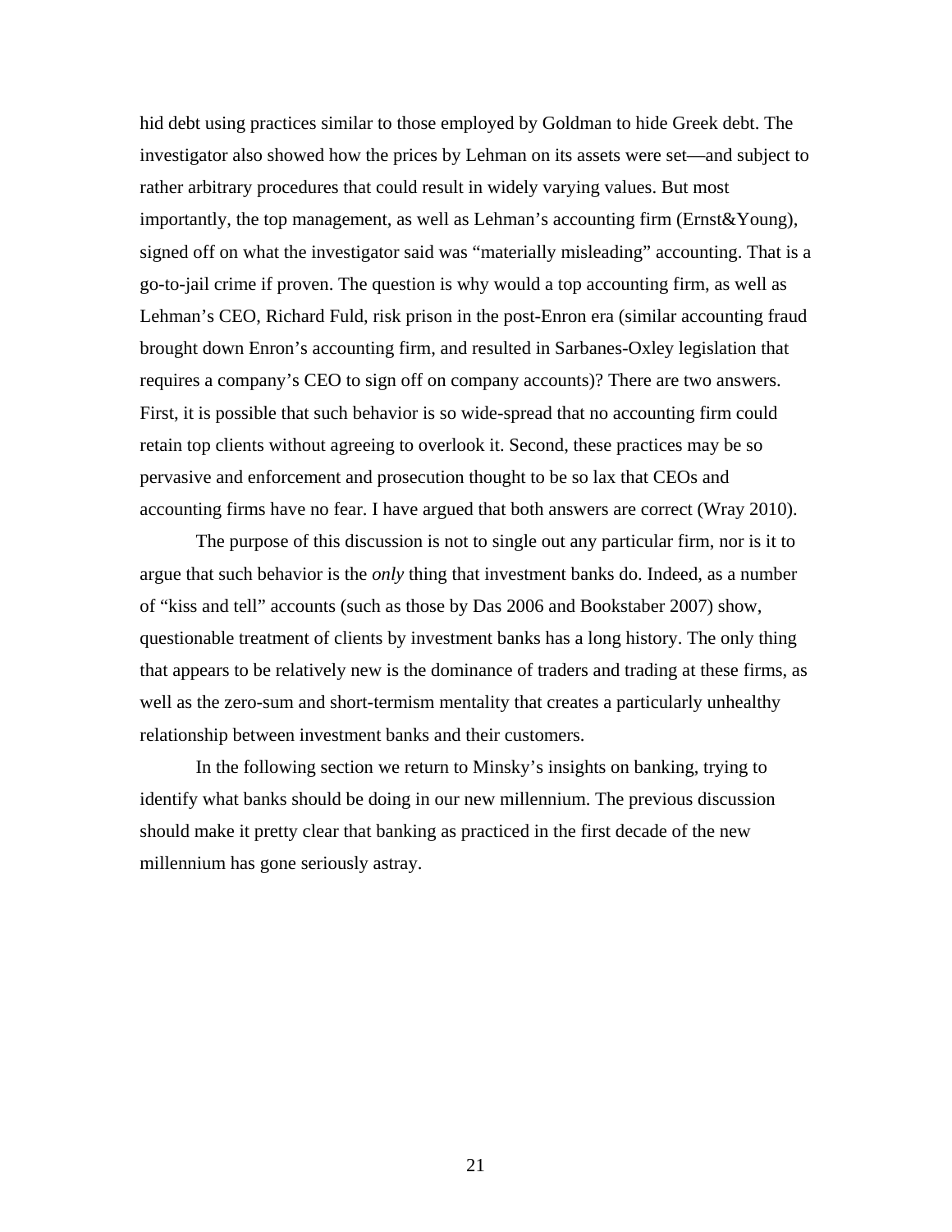hid debt using practices similar to those employed by Goldman to hide Greek debt. The investigator also showed how the prices by Lehman on its assets were set—and subject to rather arbitrary procedures that could result in widely varying values. But most importantly, the top management, as well as Lehman's accounting firm (Ernst&Young), signed off on what the investigator said was "materially misleading" accounting. That is a go-to-jail crime if proven. The question is why would a top accounting firm, as well as Lehman's CEO, Richard Fuld, risk prison in the post-Enron era (similar accounting fraud brought down Enron's accounting firm, and resulted in Sarbanes-Oxley legislation that requires a company's CEO to sign off on company accounts)? There are two answers. First, it is possible that such behavior is so wide-spread that no accounting firm could retain top clients without agreeing to overlook it. Second, these practices may be so pervasive and enforcement and prosecution thought to be so lax that CEOs and accounting firms have no fear. I have argued that both answers are correct (Wray 2010).

The purpose of this discussion is not to single out any particular firm, nor is it to argue that such behavior is the *only* thing that investment banks do. Indeed, as a number of "kiss and tell" accounts (such as those by Das 2006 and Bookstaber 2007) show, questionable treatment of clients by investment banks has a long history. The only thing that appears to be relatively new is the dominance of traders and trading at these firms, as well as the zero-sum and short-termism mentality that creates a particularly unhealthy relationship between investment banks and their customers.

In the following section we return to Minsky's insights on banking, trying to identify what banks should be doing in our new millennium. The previous discussion should make it pretty clear that banking as practiced in the first decade of the new millennium has gone seriously astray.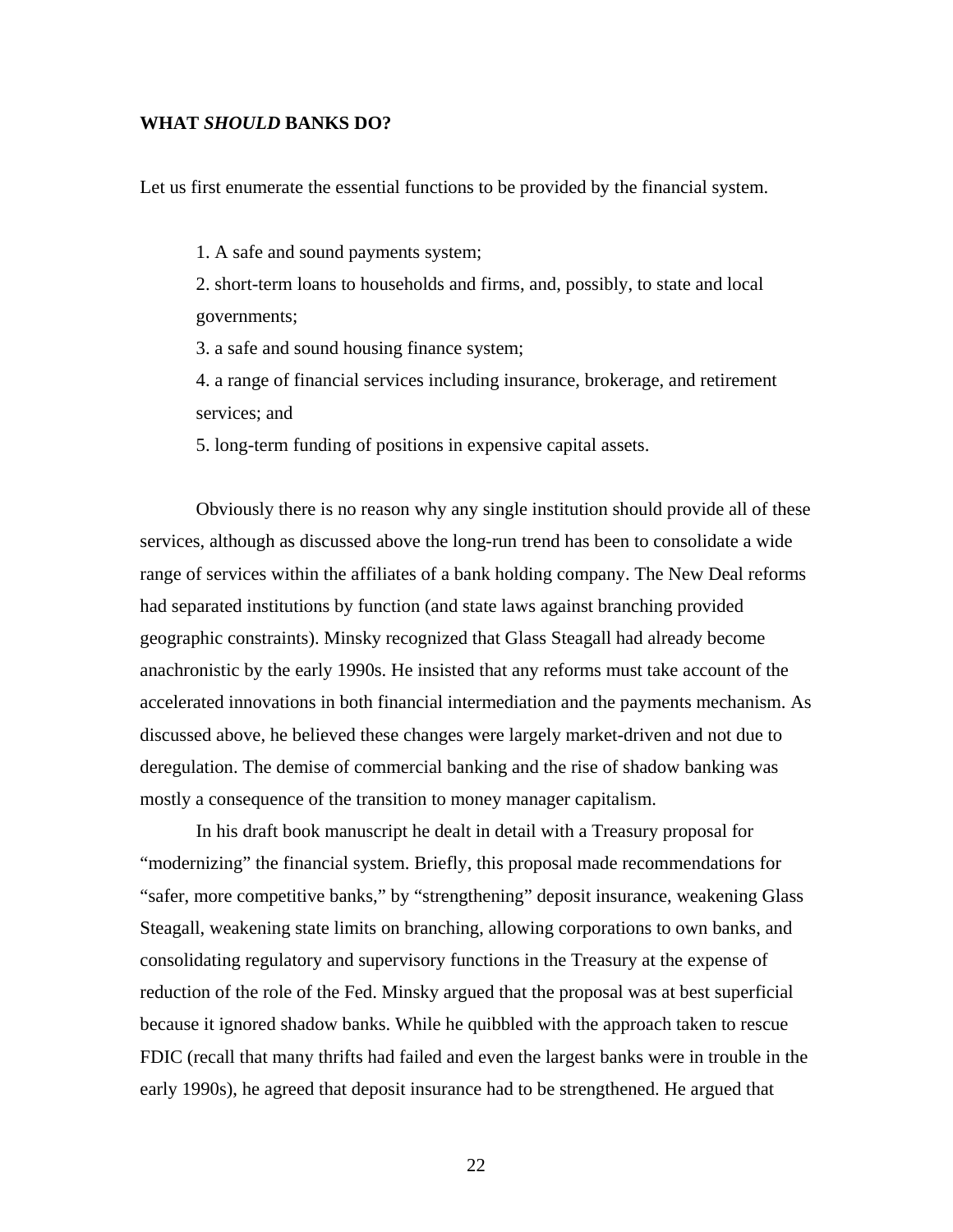## WHAT *SHOULD* BANKS DO?

Let us first enumerate the essential functions to be provided by the financial system.

1. A safe and sound payments system;
2. short-term loans to households and firms, and, possibly, to state and local governments;
3. a safe and sound housing finance system;
4. a range of financial services including insurance, brokerage, and retirement services; and
5. long-term funding of positions in expensive capital assets.

Obviously there is no reason why any single institution should provide all of these services, although as discussed above the long-run trend has been to consolidate a wide range of services within the affiliates of a bank holding company. The New Deal reforms had separated institutions by function (and state laws against branching provided geographic constraints). Minsky recognized that Glass Steagall had already become anachronistic by the early 1990s. He insisted that any reforms must take account of the accelerated innovations in both financial intermediation and the payments mechanism. As discussed above, he believed these changes were largely market-driven and not due to deregulation. The demise of commercial banking and the rise of shadow banking was mostly a consequence of the transition to money manager capitalism.

In his draft book manuscript he dealt in detail with a Treasury proposal for "modernizing" the financial system. Briefly, this proposal made recommendations for "safer, more competitive banks," by "strengthening" deposit insurance, weakening Glass Steagall, weakening state limits on branching, allowing corporations to own banks, and consolidating regulatory and supervisory functions in the Treasury at the expense of reduction of the role of the Fed. Minsky argued that the proposal was at best superficial because it ignored shadow banks. While he quibbled with the approach taken to rescue FDIC (recall that many thrifts had failed and even the largest banks were in trouble in the early 1990s), he agreed that deposit insurance had to be strengthened. He argued that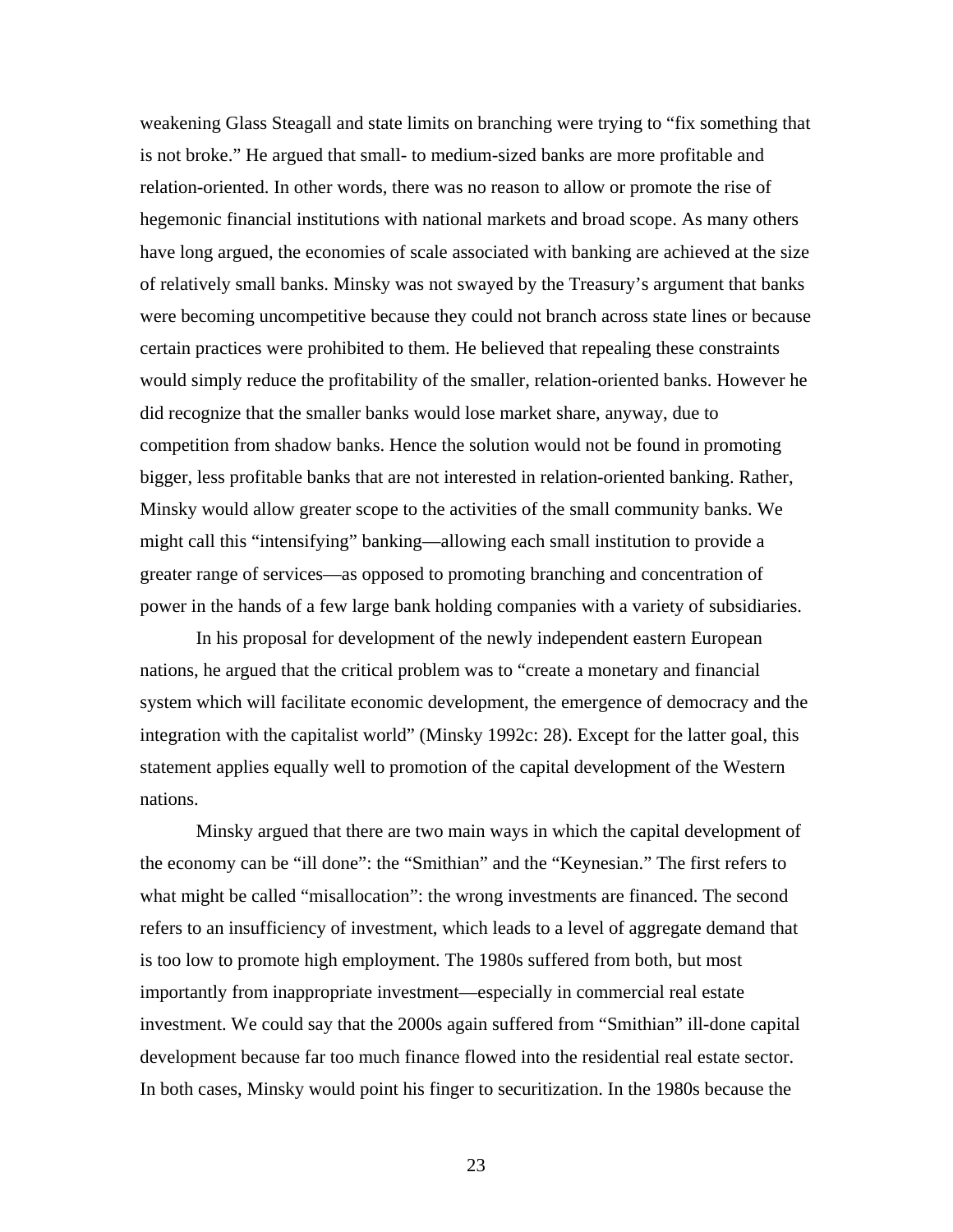weakening Glass Steagall and state limits on branching were trying to "fix something that is not broke." He argued that small- to medium-sized banks are more profitable and relation-oriented. In other words, there was no reason to allow or promote the rise of hegemonic financial institutions with national markets and broad scope. As many others have long argued, the economies of scale associated with banking are achieved at the size of relatively small banks. Minsky was not swayed by the Treasury's argument that banks were becoming uncompetitive because they could not branch across state lines or because certain practices were prohibited to them. He believed that repealing these constraints would simply reduce the profitability of the smaller, relation-oriented banks. However he did recognize that the smaller banks would lose market share, anyway, due to competition from shadow banks. Hence the solution would not be found in promoting bigger, less profitable banks that are not interested in relation-oriented banking. Rather, Minsky would allow greater scope to the activities of the small community banks. We might call this "intensifying" banking—allowing each small institution to provide a greater range of services—as opposed to promoting branching and concentration of power in the hands of a few large bank holding companies with a variety of subsidiaries.

In his proposal for development of the newly independent eastern European nations, he argued that the critical problem was to "create a monetary and financial system which will facilitate economic development, the emergence of democracy and the integration with the capitalist world" (Minsky 1992c: 28). Except for the latter goal, this statement applies equally well to promotion of the capital development of the Western nations.

Minsky argued that there are two main ways in which the capital development of the economy can be "ill done": the "Smithian" and the "Keynesian." The first refers to what might be called "misallocation": the wrong investments are financed. The second refers to an insufficiency of investment, which leads to a level of aggregate demand that is too low to promote high employment. The 1980s suffered from both, but most importantly from inappropriate investment—especially in commercial real estate investment. We could say that the 2000s again suffered from "Smithian" ill-done capital development because far too much finance flowed into the residential real estate sector. In both cases, Minsky would point his finger to securitization. In the 1980s because the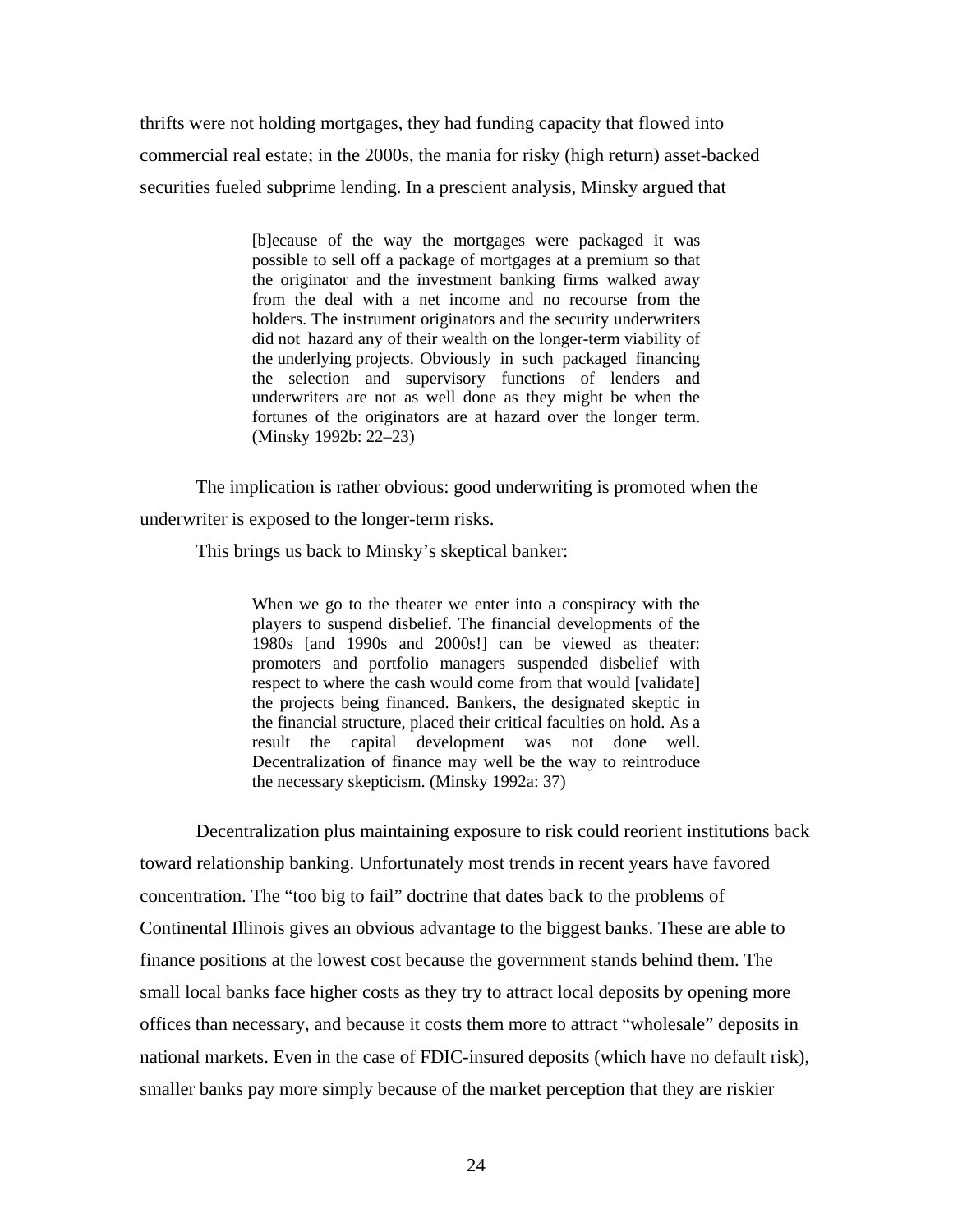thrifts were not holding mortgages, they had funding capacity that flowed into commercial real estate; in the 2000s, the mania for risky (high return) asset-backed securities fueled subprime lending. In a prescient analysis, Minsky argued that

> [b]ecause of the way the mortgages were packaged it was possible to sell off a package of mortgages at a premium so that the originator and the investment banking firms walked away from the deal with a net income and no recourse from the holders. The instrument originators and the security underwriters did not hazard any of their wealth on the longer-term viability of the underlying projects. Obviously in such packaged financing the selection and supervisory functions of lenders and underwriters are not as well done as they might be when the fortunes of the originators are at hazard over the longer term. (Minsky 1992b: 22–23)

The implication is rather obvious: good underwriting is promoted when the underwriter is exposed to the longer-term risks.

This brings us back to Minsky's skeptical banker:

> When we go to the theater we enter into a conspiracy with the players to suspend disbelief. The financial developments of the 1980s [and 1990s and 2000s!] can be viewed as theater: promoters and portfolio managers suspended disbelief with respect to where the cash would come from that would [validate] the projects being financed. Bankers, the designated skeptic in the financial structure, placed their critical faculties on hold. As a result the capital development was not done well. Decentralization of finance may well be the way to reintroduce the necessary skepticism. (Minsky 1992a: 37)

Decentralization plus maintaining exposure to risk could reorient institutions back toward relationship banking. Unfortunately most trends in recent years have favored concentration. The "too big to fail" doctrine that dates back to the problems of Continental Illinois gives an obvious advantage to the biggest banks. These are able to finance positions at the lowest cost because the government stands behind them. The small local banks face higher costs as they try to attract local deposits by opening more offices than necessary, and because it costs them more to attract "wholesale" deposits in national markets. Even in the case of FDIC-insured deposits (which have no default risk), smaller banks pay more simply because of the market perception that they are riskier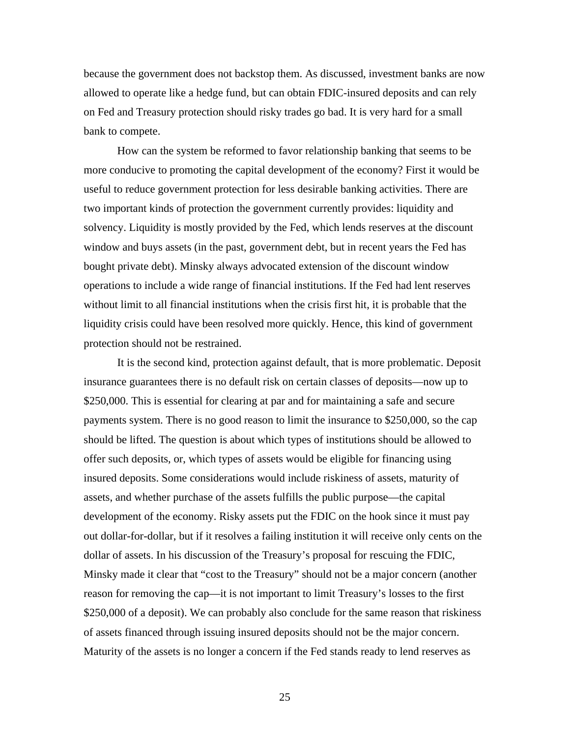because the government does not backstop them. As discussed, investment banks are now allowed to operate like a hedge fund, but can obtain FDIC-insured deposits and can rely on Fed and Treasury protection should risky trades go bad. It is very hard for a small bank to compete.

How can the system be reformed to favor relationship banking that seems to be more conducive to promoting the capital development of the economy? First it would be useful to reduce government protection for less desirable banking activities. There are two important kinds of protection the government currently provides: liquidity and solvency. Liquidity is mostly provided by the Fed, which lends reserves at the discount window and buys assets (in the past, government debt, but in recent years the Fed has bought private debt). Minsky always advocated extension of the discount window operations to include a wide range of financial institutions. If the Fed had lent reserves without limit to all financial institutions when the crisis first hit, it is probable that the liquidity crisis could have been resolved more quickly. Hence, this kind of government protection should not be restrained.

It is the second kind, protection against default, that is more problematic. Deposit insurance guarantees there is no default risk on certain classes of deposits—now up to $250,000. This is essential for clearing at par and for maintaining a safe and secure payments system. There is no good reason to limit the insurance to $250,000, so the cap should be lifted. The question is about which types of institutions should be allowed to offer such deposits, or, which types of assets would be eligible for financing using insured deposits. Some considerations would include riskiness of assets, maturity of assets, and whether purchase of the assets fulfills the public purpose—the capital development of the economy. Risky assets put the FDIC on the hook since it must pay out dollar-for-dollar, but if it resolves a failing institution it will receive only cents on the dollar of assets. In his discussion of the Treasury's proposal for rescuing the FDIC, Minsky made it clear that "cost to the Treasury" should not be a major concern (another reason for removing the cap—it is not important to limit Treasury's losses to the first $250,000 of a deposit). We can probably also conclude for the same reason that riskiness of assets financed through issuing insured deposits should not be the major concern. Maturity of the assets is no longer a concern if the Fed stands ready to lend reserves as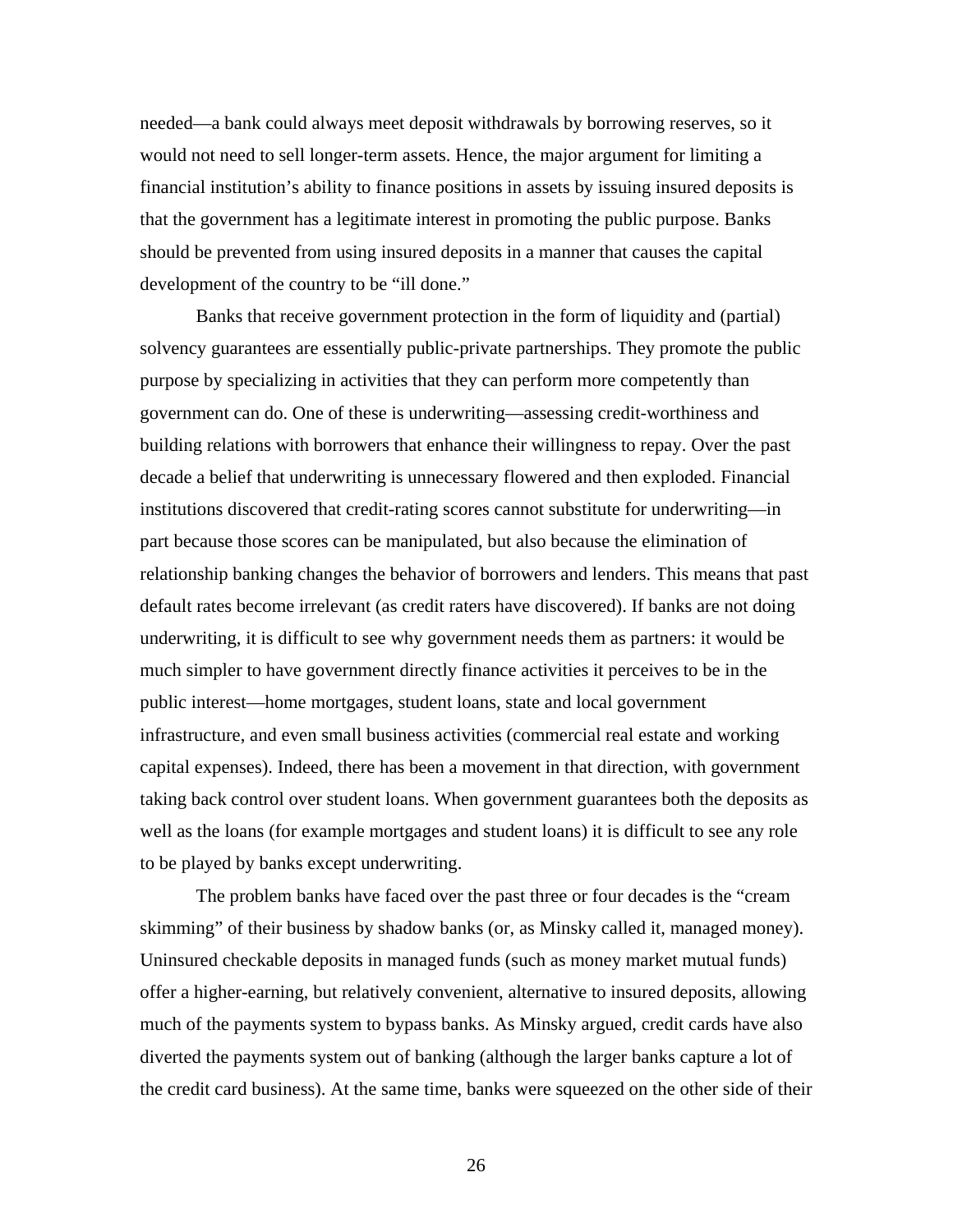needed—a bank could always meet deposit withdrawals by borrowing reserves, so it would not need to sell longer-term assets. Hence, the major argument for limiting a financial institution's ability to finance positions in assets by issuing insured deposits is that the government has a legitimate interest in promoting the public purpose. Banks should be prevented from using insured deposits in a manner that causes the capital development of the country to be "ill done."

Banks that receive government protection in the form of liquidity and (partial) solvency guarantees are essentially public-private partnerships. They promote the public purpose by specializing in activities that they can perform more competently than government can do. One of these is underwriting—assessing credit-worthiness and building relations with borrowers that enhance their willingness to repay. Over the past decade a belief that underwriting is unnecessary flowered and then exploded. Financial institutions discovered that credit-rating scores cannot substitute for underwriting—in part because those scores can be manipulated, but also because the elimination of relationship banking changes the behavior of borrowers and lenders. This means that past default rates become irrelevant (as credit raters have discovered). If banks are not doing underwriting, it is difficult to see why government needs them as partners: it would be much simpler to have government directly finance activities it perceives to be in the public interest—home mortgages, student loans, state and local government infrastructure, and even small business activities (commercial real estate and working capital expenses). Indeed, there has been a movement in that direction, with government taking back control over student loans. When government guarantees both the deposits as well as the loans (for example mortgages and student loans) it is difficult to see any role to be played by banks except underwriting.

The problem banks have faced over the past three or four decades is the "cream skimming" of their business by shadow banks (or, as Minsky called it, managed money). Uninsured checkable deposits in managed funds (such as money market mutual funds) offer a higher-earning, but relatively convenient, alternative to insured deposits, allowing much of the payments system to bypass banks. As Minsky argued, credit cards have also diverted the payments system out of banking (although the larger banks capture a lot of the credit card business). At the same time, banks were squeezed on the other side of their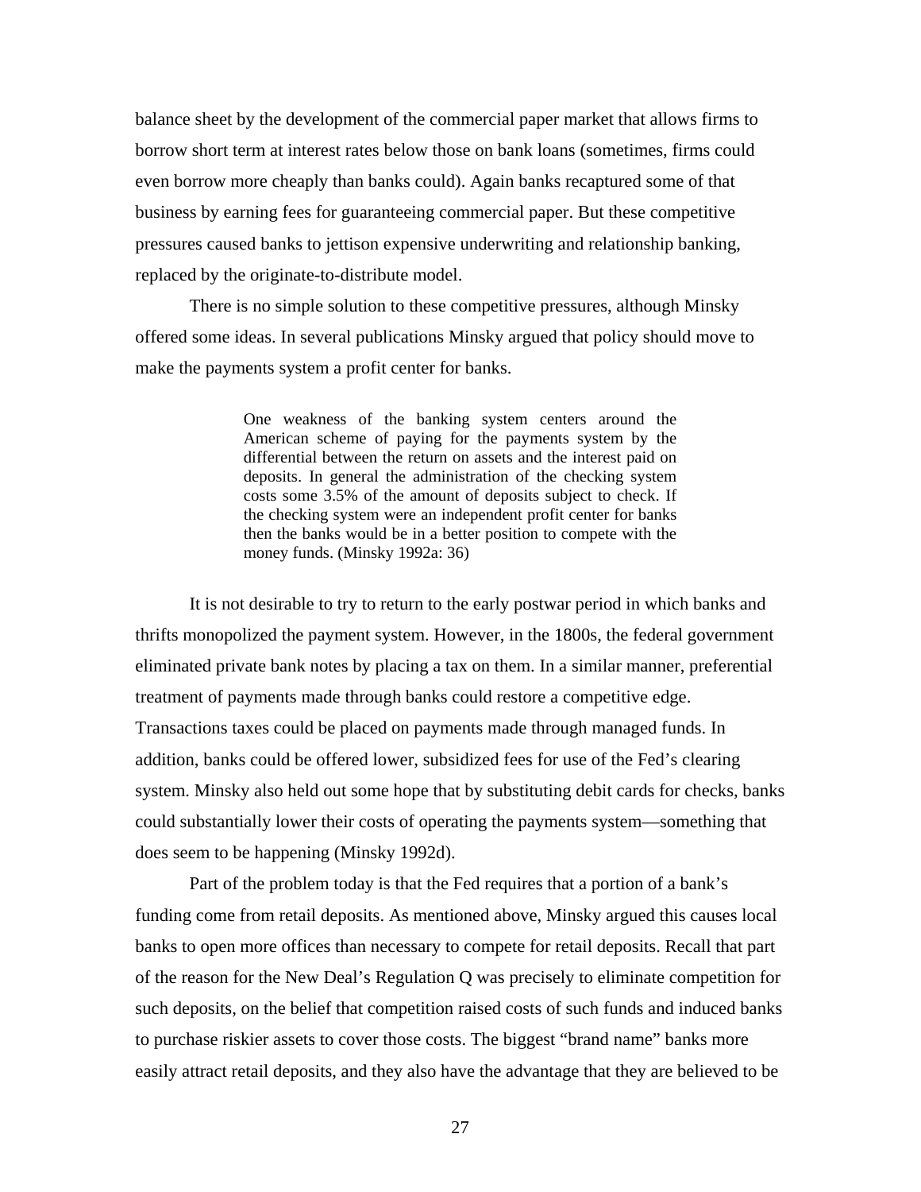balance sheet by the development of the commercial paper market that allows firms to borrow short term at interest rates below those on bank loans (sometimes, firms could even borrow more cheaply than banks could). Again banks recaptured some of that business by earning fees for guaranteeing commercial paper. But these competitive pressures caused banks to jettison expensive underwriting and relationship banking, replaced by the originate-to-distribute model.

There is no simple solution to these competitive pressures, although Minsky offered some ideas. In several publications Minsky argued that policy should move to make the payments system a profit center for banks.

> One weakness of the banking system centers around the American scheme of paying for the payments system by the differential between the return on assets and the interest paid on deposits. In general the administration of the checking system costs some 3.5% of the amount of deposits subject to check. If the checking system were an independent profit center for banks then the banks would be in a better position to compete with the money funds. (Minsky 1992a: 36)

It is not desirable to try to return to the early postwar period in which banks and thrifts monopolized the payment system. However, in the 1800s, the federal government eliminated private bank notes by placing a tax on them. In a similar manner, preferential treatment of payments made through banks could restore a competitive edge. Transactions taxes could be placed on payments made through managed funds. In addition, banks could be offered lower, subsidized fees for use of the Fed's clearing system. Minsky also held out some hope that by substituting debit cards for checks, banks could substantially lower their costs of operating the payments system—something that does seem to be happening (Minsky 1992d).

Part of the problem today is that the Fed requires that a portion of a bank's funding come from retail deposits. As mentioned above, Minsky argued this causes local banks to open more offices than necessary to compete for retail deposits. Recall that part of the reason for the New Deal's Regulation Q was precisely to eliminate competition for such deposits, on the belief that competition raised costs of such funds and induced banks to purchase riskier assets to cover those costs. The biggest "brand name" banks more easily attract retail deposits, and they also have the advantage that they are believed to be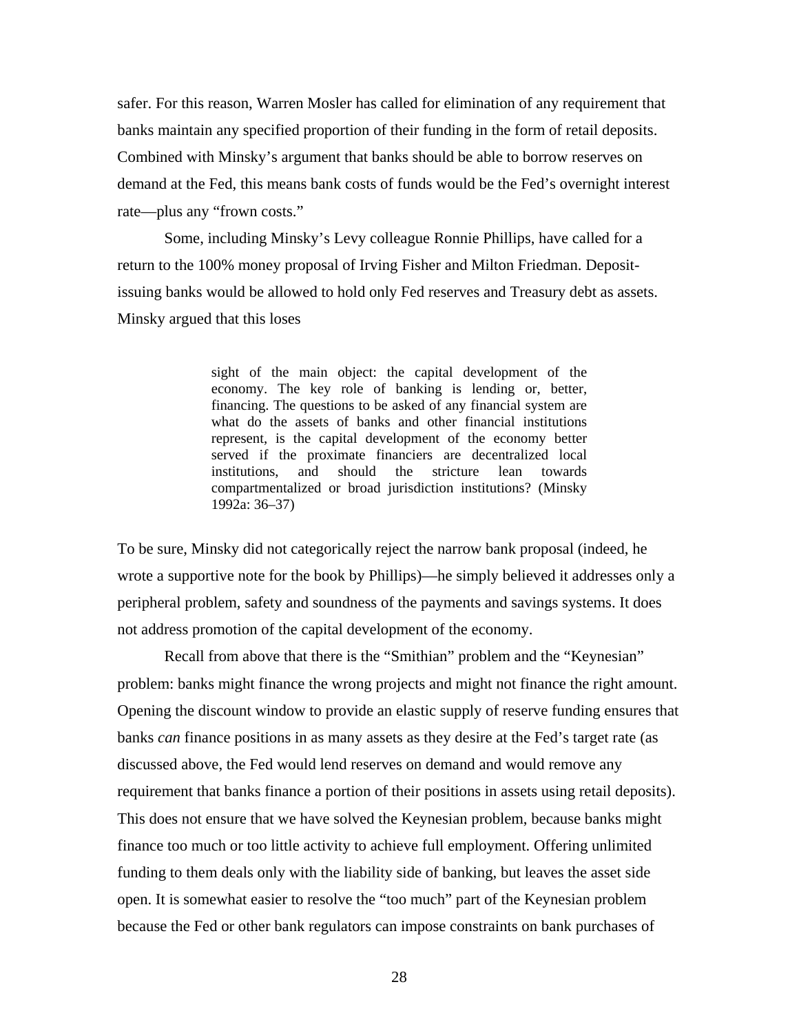safer. For this reason, Warren Mosler has called for elimination of any requirement that banks maintain any specified proportion of their funding in the form of retail deposits. Combined with Minsky's argument that banks should be able to borrow reserves on demand at the Fed, this means bank costs of funds would be the Fed's overnight interest rate—plus any "frown costs."

Some, including Minsky's Levy colleague Ronnie Phillips, have called for a return to the 100% money proposal of Irving Fisher and Milton Friedman. Deposit-issuing banks would be allowed to hold only Fed reserves and Treasury debt as assets. Minsky argued that this loses

> sight of the main object: the capital development of the economy. The key role of banking is lending or, better, financing. The questions to be asked of any financial system are what do the assets of banks and other financial institutions represent, is the capital development of the economy better served if the proximate financiers are decentralized local institutions, and should the stricture lean towards compartmentalized or broad jurisdiction institutions? (Minsky 1992a: 36–37)

To be sure, Minsky did not categorically reject the narrow bank proposal (indeed, he wrote a supportive note for the book by Phillips)—he simply believed it addresses only a peripheral problem, safety and soundness of the payments and savings systems. It does not address promotion of the capital development of the economy.

Recall from above that there is the "Smithian" problem and the "Keynesian" problem: banks might finance the wrong projects and might not finance the right amount. Opening the discount window to provide an elastic supply of reserve funding ensures that banks *can* finance positions in as many assets as they desire at the Fed's target rate (as discussed above, the Fed would lend reserves on demand and would remove any requirement that banks finance a portion of their positions in assets using retail deposits). This does not ensure that we have solved the Keynesian problem, because banks might finance too much or too little activity to achieve full employment. Offering unlimited funding to them deals only with the liability side of banking, but leaves the asset side open. It is somewhat easier to resolve the "too much" part of the Keynesian problem because the Fed or other bank regulators can impose constraints on bank purchases of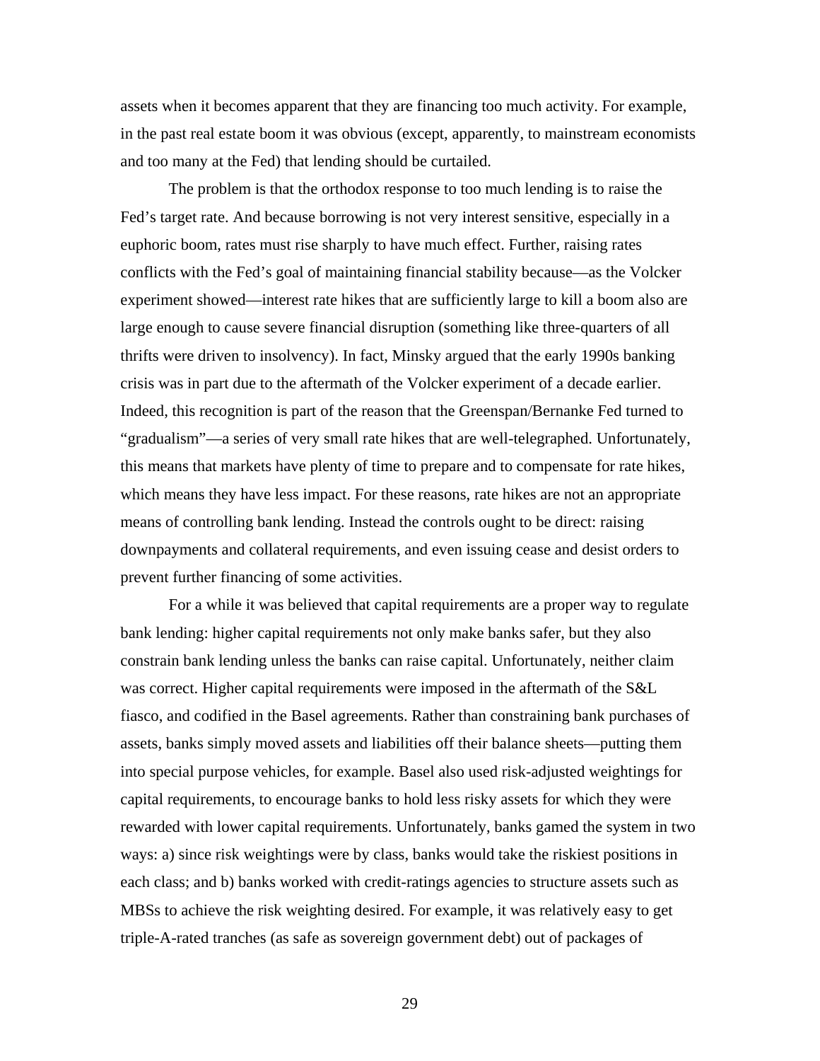assets when it becomes apparent that they are financing too much activity. For example, in the past real estate boom it was obvious (except, apparently, to mainstream economists and too many at the Fed) that lending should be curtailed.

The problem is that the orthodox response to too much lending is to raise the Fed's target rate. And because borrowing is not very interest sensitive, especially in a euphoric boom, rates must rise sharply to have much effect. Further, raising rates conflicts with the Fed's goal of maintaining financial stability because—as the Volcker experiment showed—interest rate hikes that are sufficiently large to kill a boom also are large enough to cause severe financial disruption (something like three-quarters of all thrifts were driven to insolvency). In fact, Minsky argued that the early 1990s banking crisis was in part due to the aftermath of the Volcker experiment of a decade earlier. Indeed, this recognition is part of the reason that the Greenspan/Bernanke Fed turned to "gradualism"—a series of very small rate hikes that are well-telegraphed. Unfortunately, this means that markets have plenty of time to prepare and to compensate for rate hikes, which means they have less impact. For these reasons, rate hikes are not an appropriate means of controlling bank lending. Instead the controls ought to be direct: raising downpayments and collateral requirements, and even issuing cease and desist orders to prevent further financing of some activities.

For a while it was believed that capital requirements are a proper way to regulate bank lending: higher capital requirements not only make banks safer, but they also constrain bank lending unless the banks can raise capital. Unfortunately, neither claim was correct. Higher capital requirements were imposed in the aftermath of the S&L fiasco, and codified in the Basel agreements. Rather than constraining bank purchases of assets, banks simply moved assets and liabilities off their balance sheets—putting them into special purpose vehicles, for example. Basel also used risk-adjusted weightings for capital requirements, to encourage banks to hold less risky assets for which they were rewarded with lower capital requirements. Unfortunately, banks gamed the system in two ways: a) since risk weightings were by class, banks would take the riskiest positions in each class; and b) banks worked with credit-ratings agencies to structure assets such as MBSs to achieve the risk weighting desired. For example, it was relatively easy to get triple-A-rated tranches (as safe as sovereign government debt) out of packages of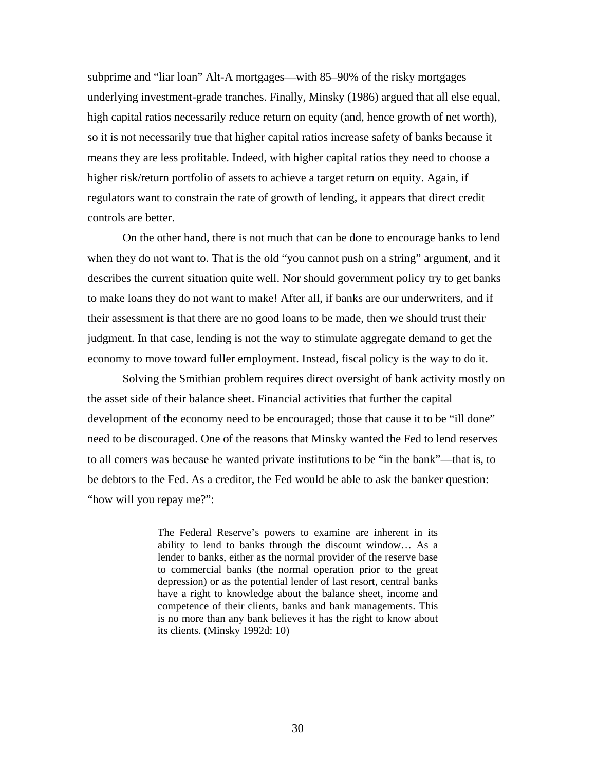subprime and "liar loan" Alt-A mortgages—with 85–90% of the risky mortgages underlying investment-grade tranches. Finally, Minsky (1986) argued that all else equal, high capital ratios necessarily reduce return on equity (and, hence growth of net worth), so it is not necessarily true that higher capital ratios increase safety of banks because it means they are less profitable. Indeed, with higher capital ratios they need to choose a higher risk/return portfolio of assets to achieve a target return on equity. Again, if regulators want to constrain the rate of growth of lending, it appears that direct credit controls are better.

On the other hand, there is not much that can be done to encourage banks to lend when they do not want to. That is the old "you cannot push on a string" argument, and it describes the current situation quite well. Nor should government policy try to get banks to make loans they do not want to make! After all, if banks are our underwriters, and if their assessment is that there are no good loans to be made, then we should trust their judgment. In that case, lending is not the way to stimulate aggregate demand to get the economy to move toward fuller employment. Instead, fiscal policy is the way to do it.

Solving the Smithian problem requires direct oversight of bank activity mostly on the asset side of their balance sheet. Financial activities that further the capital development of the economy need to be encouraged; those that cause it to be "ill done" need to be discouraged. One of the reasons that Minsky wanted the Fed to lend reserves to all comers was because he wanted private institutions to be "in the bank"—that is, to be debtors to the Fed. As a creditor, the Fed would be able to ask the banker question: "how will you repay me?":

> The Federal Reserve's powers to examine are inherent in its ability to lend to banks through the discount window… As a lender to banks, either as the normal provider of the reserve base to commercial banks (the normal operation prior to the great depression) or as the potential lender of last resort, central banks have a right to knowledge about the balance sheet, income and competence of their clients, banks and bank managements. This is no more than any bank believes it has the right to know about its clients. (Minsky 1992d: 10)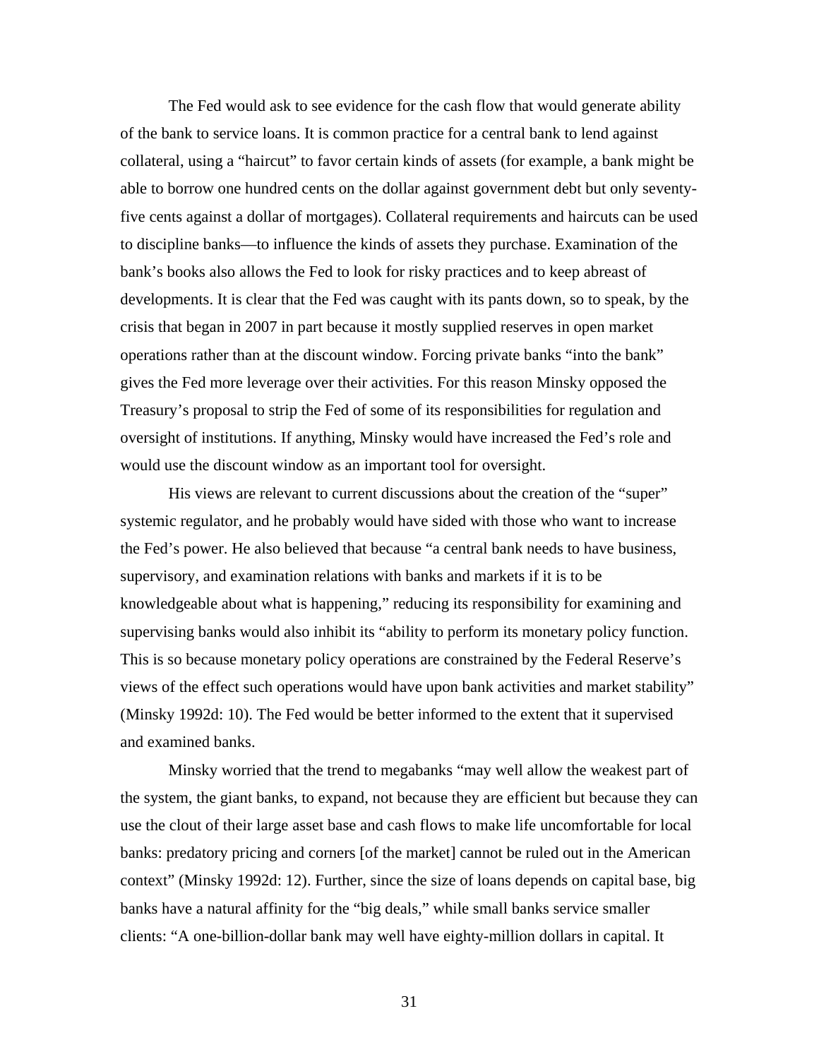The Fed would ask to see evidence for the cash flow that would generate ability of the bank to service loans. It is common practice for a central bank to lend against collateral, using a "haircut" to favor certain kinds of assets (for example, a bank might be able to borrow one hundred cents on the dollar against government debt but only seventy-five cents against a dollar of mortgages). Collateral requirements and haircuts can be used to discipline banks—to influence the kinds of assets they purchase. Examination of the bank's books also allows the Fed to look for risky practices and to keep abreast of developments. It is clear that the Fed was caught with its pants down, so to speak, by the crisis that began in 2007 in part because it mostly supplied reserves in open market operations rather than at the discount window. Forcing private banks "into the bank" gives the Fed more leverage over their activities. For this reason Minsky opposed the Treasury's proposal to strip the Fed of some of its responsibilities for regulation and oversight of institutions. If anything, Minsky would have increased the Fed's role and would use the discount window as an important tool for oversight.

His views are relevant to current discussions about the creation of the "super" systemic regulator, and he probably would have sided with those who want to increase the Fed's power. He also believed that because "a central bank needs to have business, supervisory, and examination relations with banks and markets if it is to be knowledgeable about what is happening," reducing its responsibility for examining and supervising banks would also inhibit its "ability to perform its monetary policy function. This is so because monetary policy operations are constrained by the Federal Reserve's views of the effect such operations would have upon bank activities and market stability" (Minsky 1992d: 10). The Fed would be better informed to the extent that it supervised and examined banks.

Minsky worried that the trend to megabanks "may well allow the weakest part of the system, the giant banks, to expand, not because they are efficient but because they can use the clout of their large asset base and cash flows to make life uncomfortable for local banks: predatory pricing and corners [of the market] cannot be ruled out in the American context" (Minsky 1992d: 12). Further, since the size of loans depends on capital base, big banks have a natural affinity for the "big deals," while small banks service smaller clients: "A one-billion-dollar bank may well have eighty-million dollars in capital. It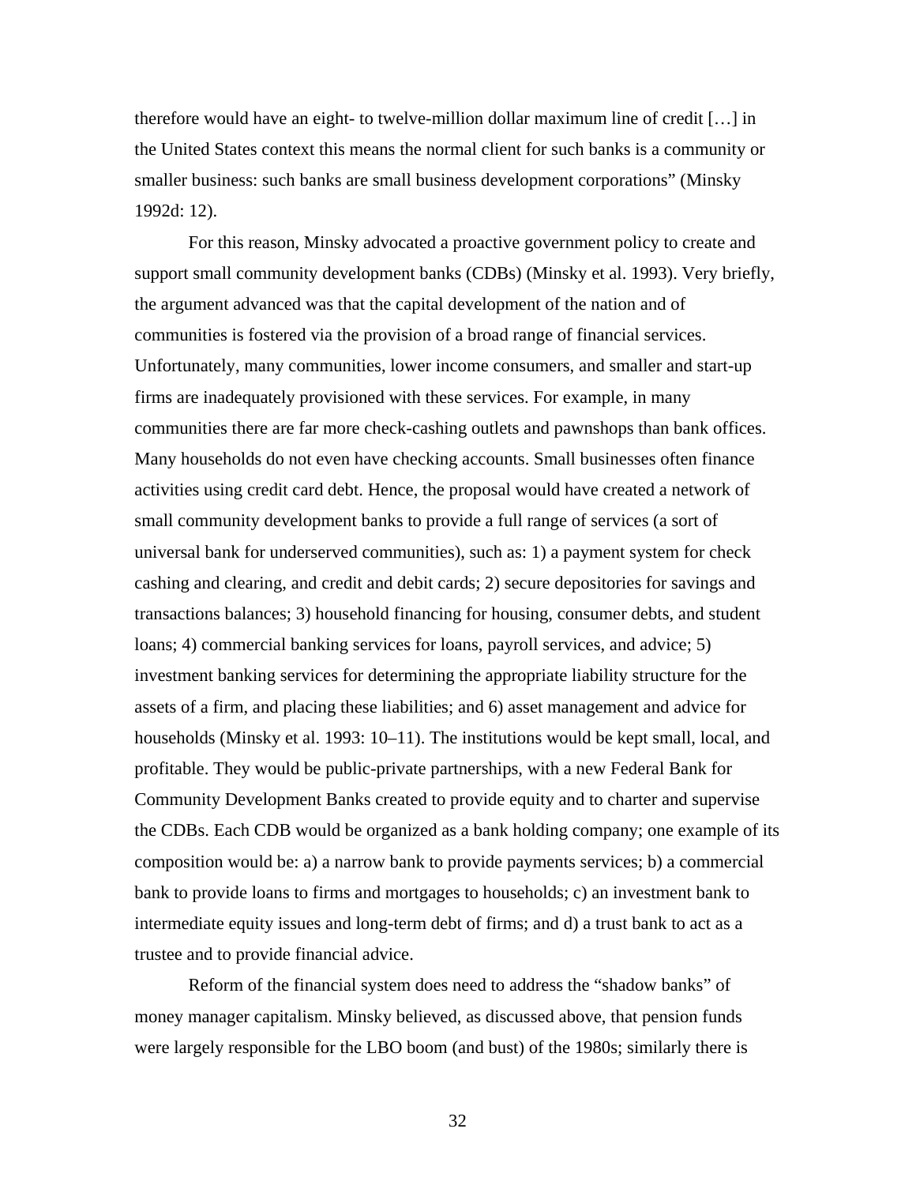therefore would have an eight- to twelve-million dollar maximum line of credit […] in the United States context this means the normal client for such banks is a community or smaller business: such banks are small business development corporations" (Minsky 1992d: 12).

For this reason, Minsky advocated a proactive government policy to create and support small community development banks (CDBs) (Minsky et al. 1993). Very briefly, the argument advanced was that the capital development of the nation and of communities is fostered via the provision of a broad range of financial services. Unfortunately, many communities, lower income consumers, and smaller and start-up firms are inadequately provisioned with these services. For example, in many communities there are far more check-cashing outlets and pawnshops than bank offices. Many households do not even have checking accounts. Small businesses often finance activities using credit card debt. Hence, the proposal would have created a network of small community development banks to provide a full range of services (a sort of universal bank for underserved communities), such as: 1) a payment system for check cashing and clearing, and credit and debit cards; 2) secure depositories for savings and transactions balances; 3) household financing for housing, consumer debts, and student loans; 4) commercial banking services for loans, payroll services, and advice; 5) investment banking services for determining the appropriate liability structure for the assets of a firm, and placing these liabilities; and 6) asset management and advice for households (Minsky et al. 1993: 10–11). The institutions would be kept small, local, and profitable. They would be public-private partnerships, with a new Federal Bank for Community Development Banks created to provide equity and to charter and supervise the CDBs. Each CDB would be organized as a bank holding company; one example of its composition would be: a) a narrow bank to provide payments services; b) a commercial bank to provide loans to firms and mortgages to households; c) an investment bank to intermediate equity issues and long-term debt of firms; and d) a trust bank to act as a trustee and to provide financial advice.

Reform of the financial system does need to address the "shadow banks" of money manager capitalism. Minsky believed, as discussed above, that pension funds were largely responsible for the LBO boom (and bust) of the 1980s; similarly there is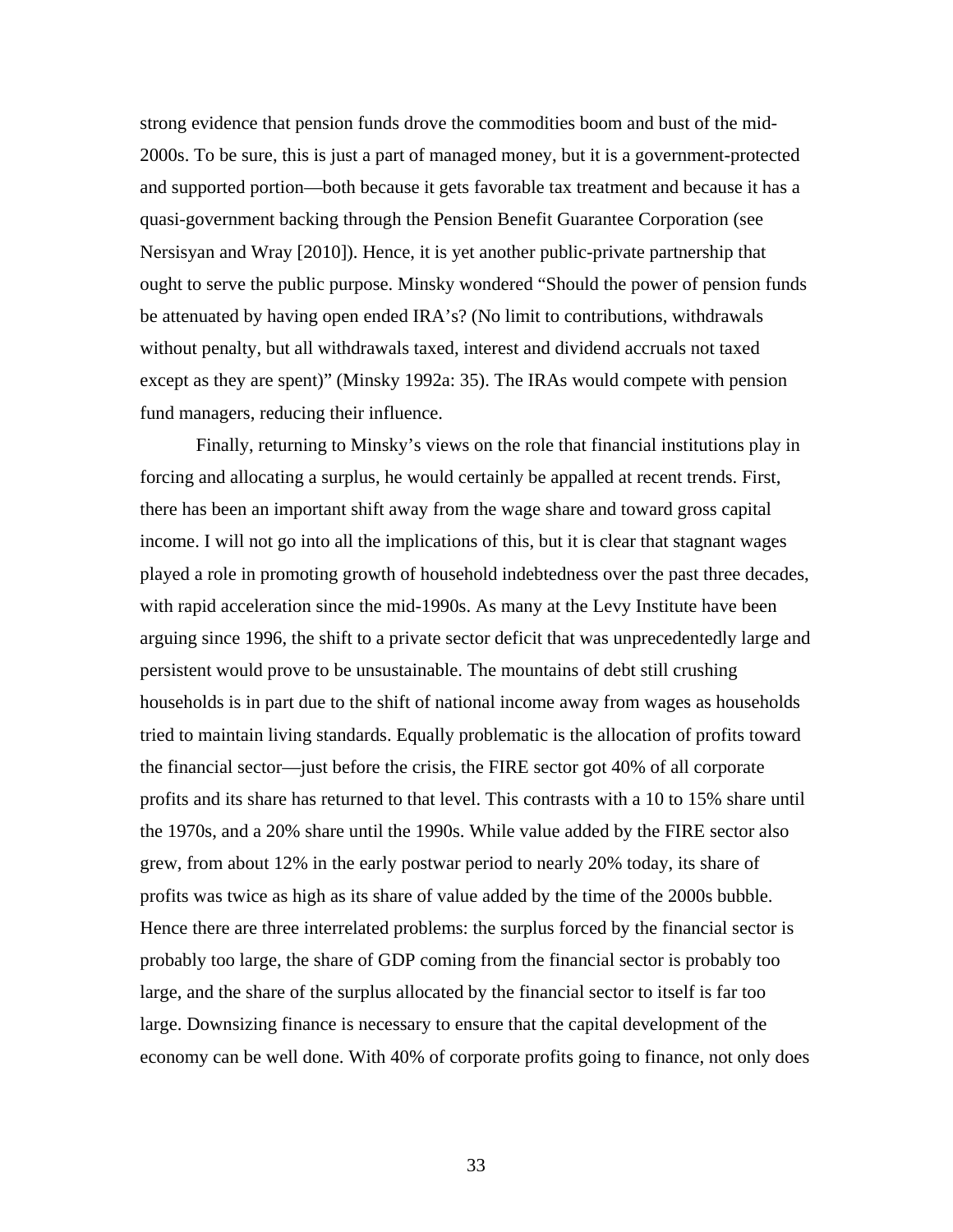strong evidence that pension funds drove the commodities boom and bust of the mid-2000s. To be sure, this is just a part of managed money, but it is a government-protected and supported portion—both because it gets favorable tax treatment and because it has a quasi-government backing through the Pension Benefit Guarantee Corporation (see Nersisyan and Wray [2010]). Hence, it is yet another public-private partnership that ought to serve the public purpose. Minsky wondered "Should the power of pension funds be attenuated by having open ended IRA's? (No limit to contributions, withdrawals without penalty, but all withdrawals taxed, interest and dividend accruals not taxed except as they are spent)" (Minsky 1992a: 35). The IRAs would compete with pension fund managers, reducing their influence.

Finally, returning to Minsky's views on the role that financial institutions play in forcing and allocating a surplus, he would certainly be appalled at recent trends. First, there has been an important shift away from the wage share and toward gross capital income. I will not go into all the implications of this, but it is clear that stagnant wages played a role in promoting growth of household indebtedness over the past three decades, with rapid acceleration since the mid-1990s. As many at the Levy Institute have been arguing since 1996, the shift to a private sector deficit that was unprecedentedly large and persistent would prove to be unsustainable. The mountains of debt still crushing households is in part due to the shift of national income away from wages as households tried to maintain living standards. Equally problematic is the allocation of profits toward the financial sector—just before the crisis, the FIRE sector got 40% of all corporate profits and its share has returned to that level. This contrasts with a 10 to 15% share until the 1970s, and a 20% share until the 1990s. While value added by the FIRE sector also grew, from about 12% in the early postwar period to nearly 20% today, its share of profits was twice as high as its share of value added by the time of the 2000s bubble. Hence there are three interrelated problems: the surplus forced by the financial sector is probably too large, the share of GDP coming from the financial sector is probably too large, and the share of the surplus allocated by the financial sector to itself is far too large. Downsizing finance is necessary to ensure that the capital development of the economy can be well done. With 40% of corporate profits going to finance, not only does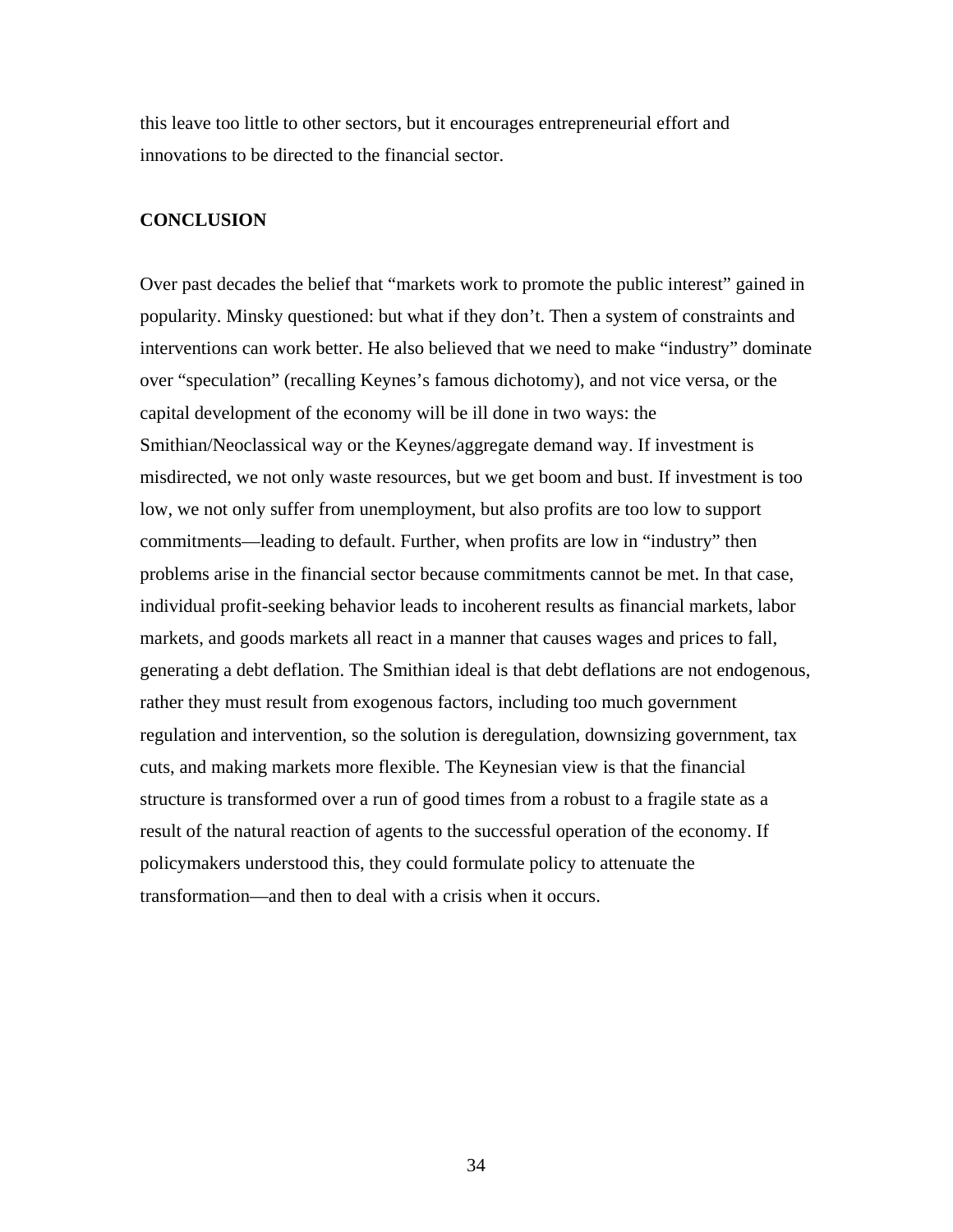this leave too little to other sectors, but it encourages entrepreneurial effort and innovations to be directed to the financial sector.

## CONCLUSION

Over past decades the belief that "markets work to promote the public interest" gained in popularity. Minsky questioned: but what if they don't. Then a system of constraints and interventions can work better. He also believed that we need to make "industry" dominate over "speculation" (recalling Keynes's famous dichotomy), and not vice versa, or the capital development of the economy will be ill done in two ways: the Smithian/Neoclassical way or the Keynes/aggregate demand way. If investment is misdirected, we not only waste resources, but we get boom and bust. If investment is too low, we not only suffer from unemployment, but also profits are too low to support commitments—leading to default. Further, when profits are low in "industry" then problems arise in the financial sector because commitments cannot be met. In that case, individual profit-seeking behavior leads to incoherent results as financial markets, labor markets, and goods markets all react in a manner that causes wages and prices to fall, generating a debt deflation. The Smithian ideal is that debt deflations are not endogenous, rather they must result from exogenous factors, including too much government regulation and intervention, so the solution is deregulation, downsizing government, tax cuts, and making markets more flexible. The Keynesian view is that the financial structure is transformed over a run of good times from a robust to a fragile state as a result of the natural reaction of agents to the successful operation of the economy. If policymakers understood this, they could formulate policy to attenuate the transformation—and then to deal with a crisis when it occurs.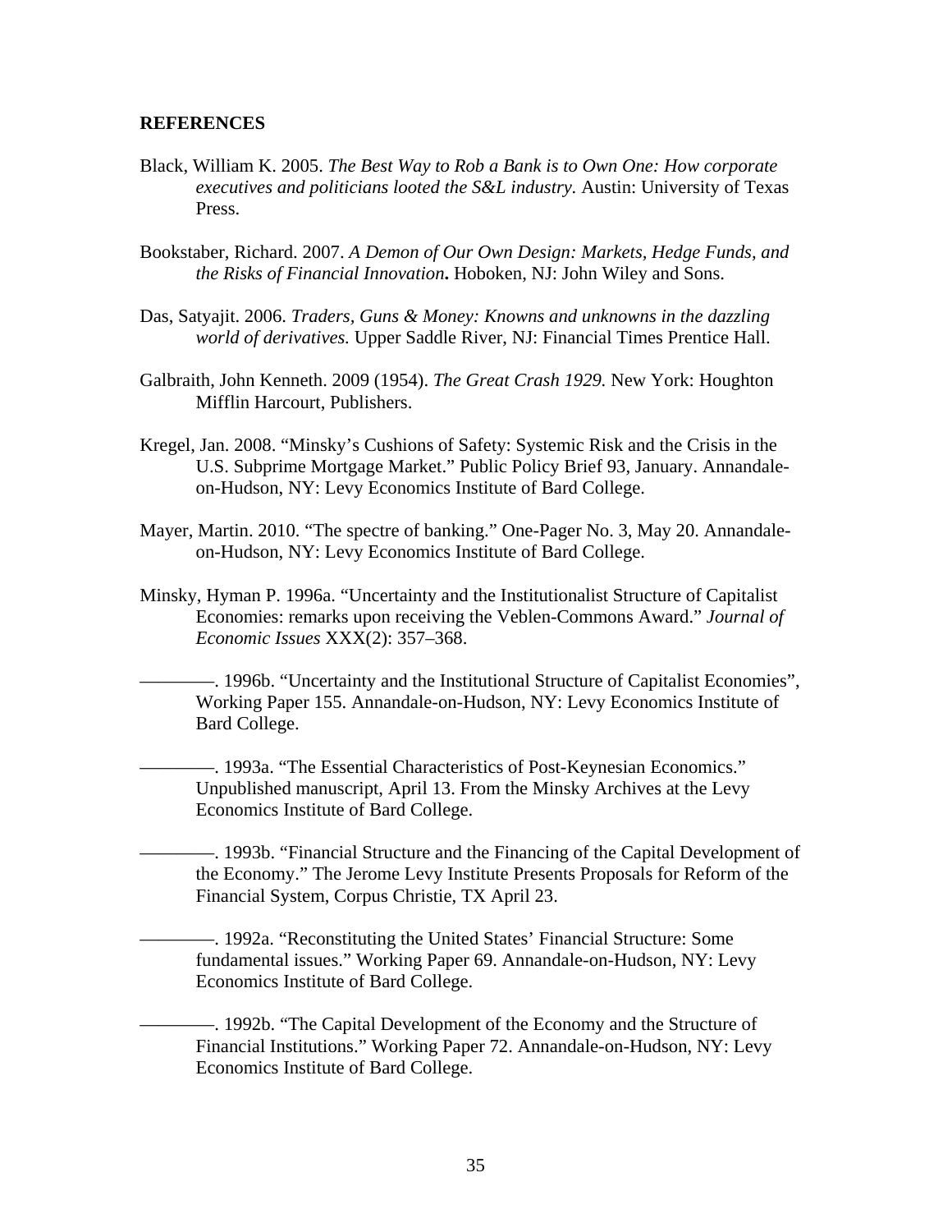**REFERENCES**

Black, William K. 2005. *The Best Way to Rob a Bank is to Own One: How corporate executives and politicians looted the S&L industry.* Austin: University of Texas Press.

Bookstaber, Richard. 2007. *A Demon of Our Own Design: Markets, Hedge Funds, and the Risks of Financial Innovation***.** Hoboken, NJ: John Wiley and Sons.

Das, Satyajit. 2006. *Traders, Guns & Money: Knowns and unknowns in the dazzling world of derivatives.* Upper Saddle River, NJ: Financial Times Prentice Hall.

Galbraith, John Kenneth. 2009 (1954). *The Great Crash 1929.* New York: Houghton Mifflin Harcourt, Publishers.

Kregel, Jan. 2008. "Minsky's Cushions of Safety: Systemic Risk and the Crisis in the U.S. Subprime Mortgage Market." Public Policy Brief 93, January. Annandale-on-Hudson, NY: Levy Economics Institute of Bard College.

Mayer, Martin. 2010. "The spectre of banking." One-Pager No. 3, May 20. Annandale-on-Hudson, NY: Levy Economics Institute of Bard College.

Minsky, Hyman P. 1996a. "Uncertainty and the Institutionalist Structure of Capitalist Economies: remarks upon receiving the Veblen-Commons Award." *Journal of Economic Issues* XXX(2): 357–368.

————. 1996b. "Uncertainty and the Institutional Structure of Capitalist Economies", Working Paper 155. Annandale-on-Hudson, NY: Levy Economics Institute of Bard College.

————. 1993a. "The Essential Characteristics of Post-Keynesian Economics." Unpublished manuscript, April 13. From the Minsky Archives at the Levy Economics Institute of Bard College.

————. 1993b. "Financial Structure and the Financing of the Capital Development of the Economy." The Jerome Levy Institute Presents Proposals for Reform of the Financial System, Corpus Christie, TX April 23.

————. 1992a. "Reconstituting the United States' Financial Structure: Some fundamental issues." Working Paper 69. Annandale-on-Hudson, NY: Levy Economics Institute of Bard College.

————. 1992b. "The Capital Development of the Economy and the Structure of Financial Institutions." Working Paper 72. Annandale-on-Hudson, NY: Levy Economics Institute of Bard College.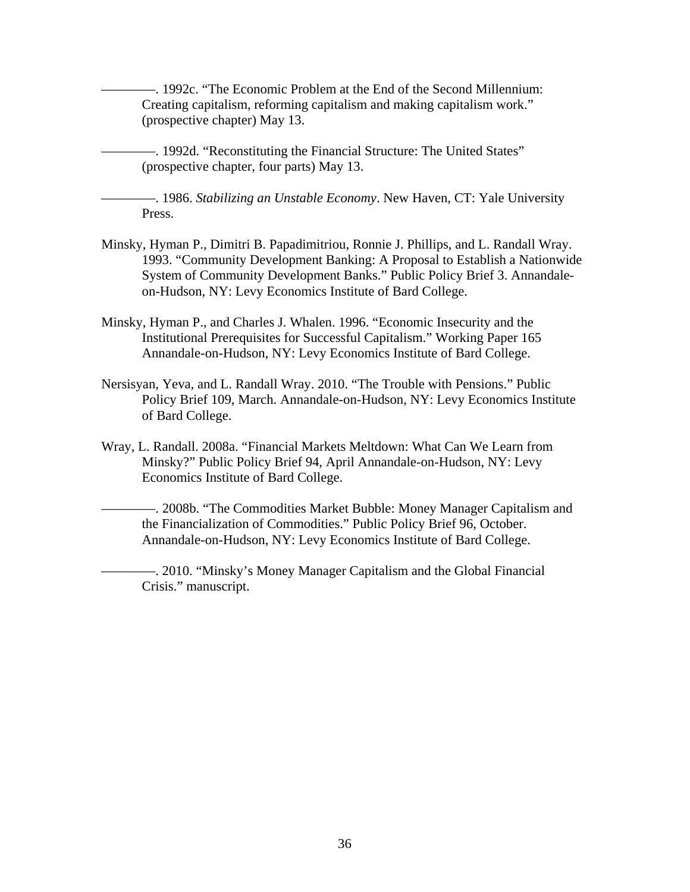————. 1992c. “The Economic Problem at the End of the Second Millennium: Creating capitalism, reforming capitalism and making capitalism work.” (prospective chapter) May 13.

————. 1992d. “Reconstituting the Financial Structure: The United States” (prospective chapter, four parts) May 13.

————. 1986. *Stabilizing an Unstable Economy*. New Haven, CT: Yale University Press.

Minsky, Hyman P., Dimitri B. Papadimitriou, Ronnie J. Phillips, and L. Randall Wray. 1993. “Community Development Banking: A Proposal to Establish a Nationwide System of Community Development Banks.” Public Policy Brief 3. Annandale-on-Hudson, NY: Levy Economics Institute of Bard College.

Minsky, Hyman P., and Charles J. Whalen. 1996. “Economic Insecurity and the Institutional Prerequisites for Successful Capitalism.” Working Paper 165 Annandale-on-Hudson, NY: Levy Economics Institute of Bard College.

Nersisyan, Yeva, and L. Randall Wray. 2010. “The Trouble with Pensions.” Public Policy Brief 109, March. Annandale-on-Hudson, NY: Levy Economics Institute of Bard College.

Wray, L. Randall. 2008a. “Financial Markets Meltdown: What Can We Learn from Minsky?” Public Policy Brief 94, April Annandale-on-Hudson, NY: Levy Economics Institute of Bard College.

————. 2008b. “The Commodities Market Bubble: Money Manager Capitalism and the Financialization of Commodities.” Public Policy Brief 96, October. Annandale-on-Hudson, NY: Levy Economics Institute of Bard College.

————. 2010. “Minsky’s Money Manager Capitalism and the Global Financial Crisis.” manuscript.